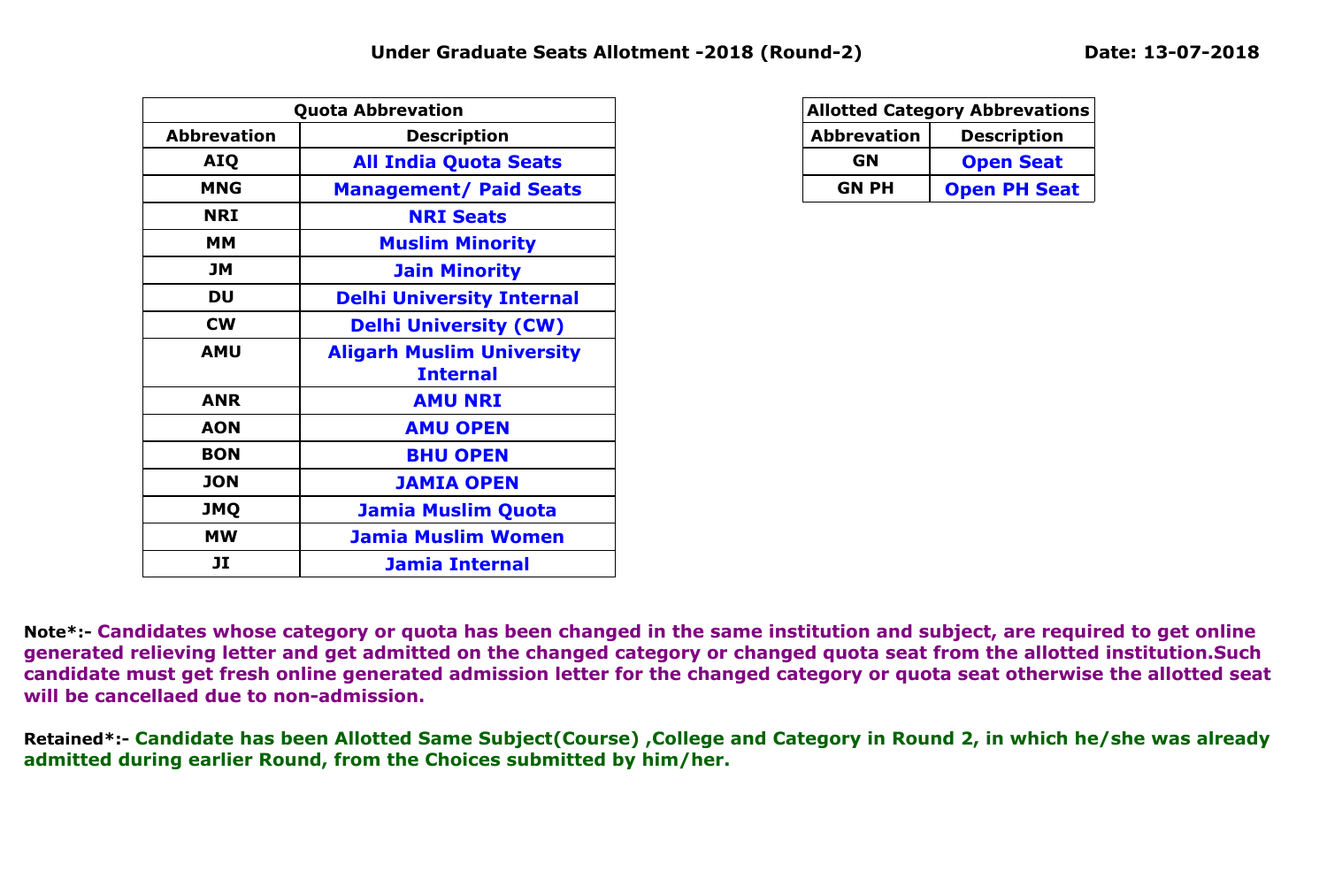# Under Graduate Seats Allotment -2018 (Round-2)

**Date: 13-07-2018**

| Quota Abbrevation | |
|---|---|
| **Abbrevation** | **Description** |
| AIQ | All India Quota Seats |
| MNG | Management/ Paid Seats |
| NRI | NRI Seats |
| MM | Muslim Minority |
| JM | Jain Minority |
| DU | Delhi University Internal |
| CW | Delhi University (CW) |
| AMU | Aligarh Muslim University Internal |
| ANR | AMU NRI |
| AON | AMU OPEN |
| BON | BHU OPEN |
| JON | JAMIA OPEN |
| JMQ | Jamia Muslim Quota |
| MW | Jamia Muslim Women |
| JI | Jamia Internal |

| Allotted Category Abbrevations | |
|---|---|
| **Abbrevation** | **Description** |
| GN | Open Seat |
| GN PH | Open PH Seat |

**Note*:-** Candidates whose category or quota has been changed in the same institution and subject, are required to get online generated relieving letter and get admitted on the changed category or changed quota seat from the allotted institution.Such candidate must get fresh online generated admission letter for the changed category or quota seat otherwise the allotted seat will be cancellaed due to non-admission.

**Retained*:-** Candidate has been Allotted Same Subject(Course) ,College and Category in Round 2, in which he/she was already admitted during earlier Round, from the Choices submitted by him/her.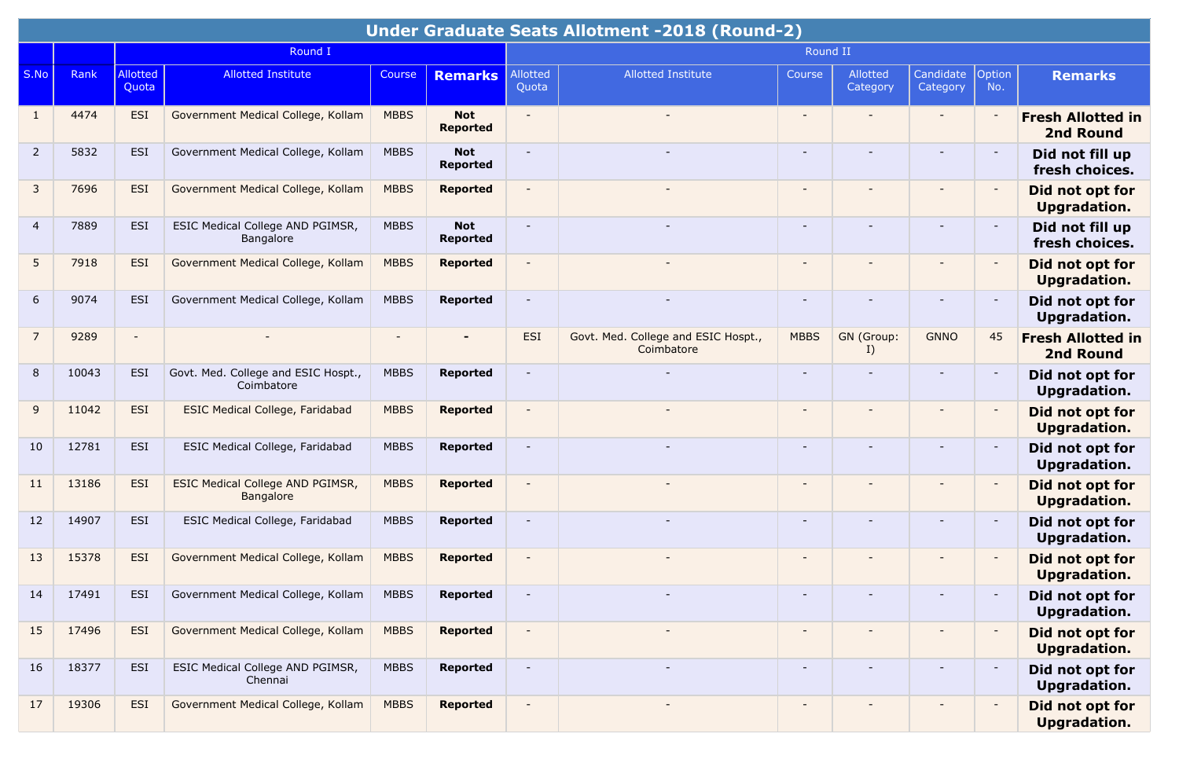| Under Graduate Seats Allotment -2018 (Round-2) | | | | | | | | | | | | | |
|---|---|---|---|---|---|---|---|---|---|---|---|---|---|
| | | Round I | | | | Round II | | | | | | | |
| S.No | Rank | Allotted Quota | Allotted Institute | Course | **Remarks** | Allotted Quota | Allotted Institute | Course | Allotted Category | Candidate Category | Option No. | **Remarks** |
| 1 | 4474 | ESI | Government Medical College, Kollam | MBBS | **Not Reported** | - | - | - | - | - | - | **Fresh Allotted in 2nd Round** |
| 2 | 5832 | ESI | Government Medical College, Kollam | MBBS | **Not Reported** | - | - | - | - | - | - | **Did not fill up fresh choices.** |
| 3 | 7696 | ESI | Government Medical College, Kollam | MBBS | **Reported** | - | - | - | - | - | - | **Did not opt for Upgradation.** |
| 4 | 7889 | ESI | ESIC Medical College AND PGIMSR, Bangalore | MBBS | **Not Reported** | - | - | - | - | - | - | **Did not fill up fresh choices.** |
| 5 | 7918 | ESI | Government Medical College, Kollam | MBBS | **Reported** | - | - | - | - | - | - | **Did not opt for Upgradation.** |
| 6 | 9074 | ESI | Government Medical College, Kollam | MBBS | **Reported** | - | - | - | - | - | - | **Did not opt for Upgradation.** |
| 7 | 9289 | - | - | - | **-** | ESI | Govt. Med. College and ESIC Hospt., Coimbatore | MBBS | GN (Group: I) | GNNO | 45 | **Fresh Allotted in 2nd Round** |
| 8 | 10043 | ESI | Govt. Med. College and ESIC Hospt., Coimbatore | MBBS | **Reported** | - | - | - | - | - | - | **Did not opt for Upgradation.** |
| 9 | 11042 | ESI | ESIC Medical College, Faridabad | MBBS | **Reported** | - | - | - | - | - | - | **Did not opt for Upgradation.** |
| 10 | 12781 | ESI | ESIC Medical College, Faridabad | MBBS | **Reported** | - | - | - | - | - | - | **Did not opt for Upgradation.** |
| 11 | 13186 | ESI | ESIC Medical College AND PGIMSR, Bangalore | MBBS | **Reported** | - | - | - | - | - | - | **Did not opt for Upgradation.** |
| 12 | 14907 | ESI | ESIC Medical College, Faridabad | MBBS | **Reported** | - | - | - | - | - | - | **Did not opt for Upgradation.** |
| 13 | 15378 | ESI | Government Medical College, Kollam | MBBS | **Reported** | - | - | - | - | - | - | **Did not opt for Upgradation.** |
| 14 | 17491 | ESI | Government Medical College, Kollam | MBBS | **Reported** | - | - | - | - | - | - | **Did not opt for Upgradation.** |
| 15 | 17496 | ESI | Government Medical College, Kollam | MBBS | **Reported** | - | - | - | - | - | - | **Did not opt for Upgradation.** |
| 16 | 18377 | ESI | ESIC Medical College AND PGIMSR, Chennai | MBBS | **Reported** | - | - | - | - | - | - | **Did not opt for Upgradation.** |
| 17 | 19306 | ESI | Government Medical College, Kollam | MBBS | **Reported** | - | - | - | - | - | - | **Did not opt for Upgradation.** |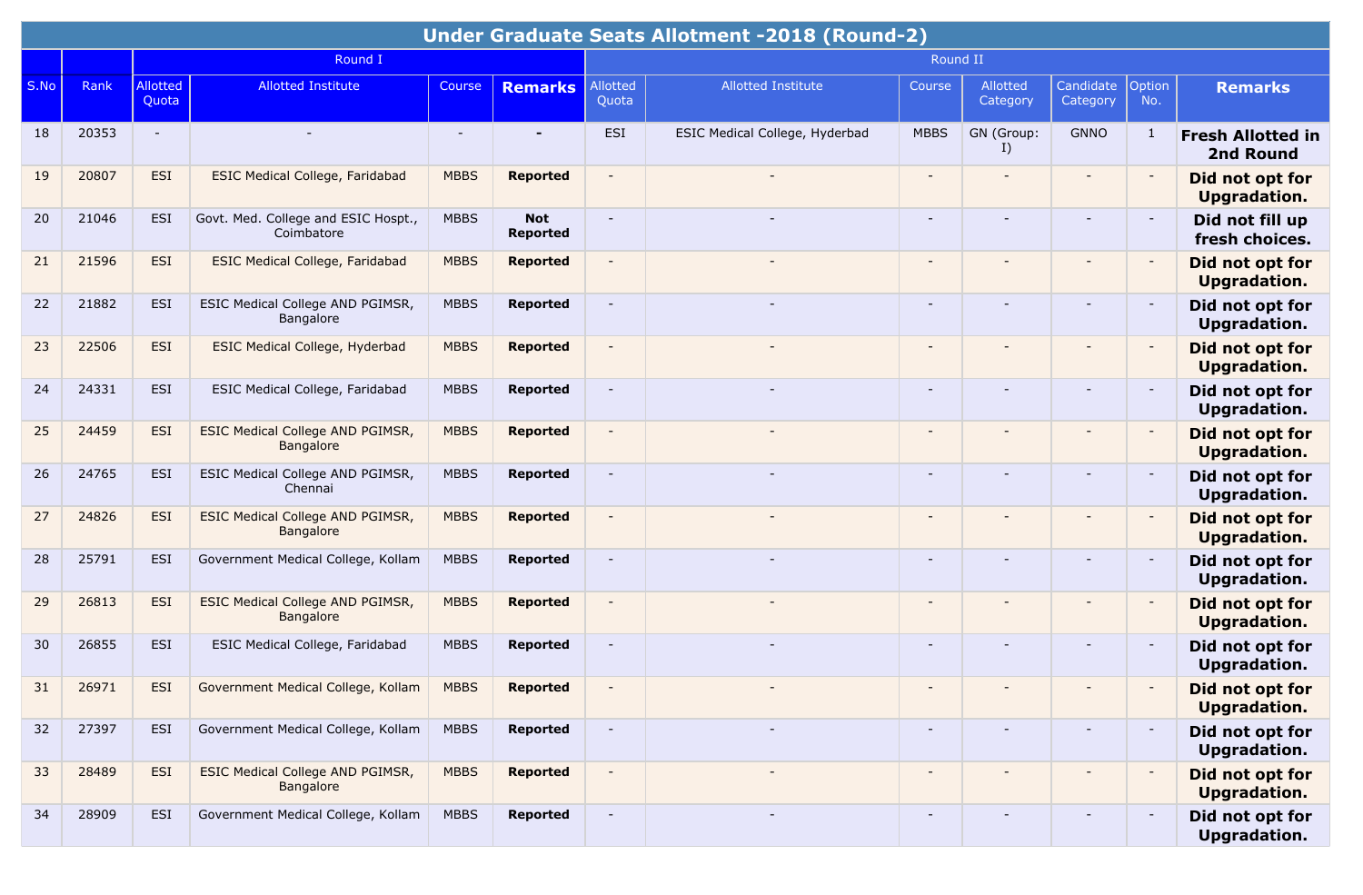| Under Graduate Seats Allotment -2018 (Round-2) | | | | | | | | | | | | | |
|---|---|---|---|---|---|---|---|---|---|---|---|---|---|
| | | Round I | | | | Round II | | | | | | | |
| S.No | Rank | Allotted Quota | Allotted Institute | Course | **Remarks** | Allotted Quota | Allotted Institute | Course | Allotted Category | Candidate Category | Option No. | **Remarks** |
| 18 | 20353 | - | - | - | **-** | ESI | ESIC Medical College, Hyderbad | MBBS | GN (Group: I) | GNNO | 1 | **Fresh Allotted in 2nd Round** |
| 19 | 20807 | ESI | ESIC Medical College, Faridabad | MBBS | **Reported** | - | - | - | - | - | - | **Did not opt for Upgradation.** |
| 20 | 21046 | ESI | Govt. Med. College and ESIC Hospt., Coimbatore | MBBS | **Not Reported** | - | - | - | - | - | - | **Did not fill up fresh choices.** |
| 21 | 21596 | ESI | ESIC Medical College, Faridabad | MBBS | **Reported** | - | - | - | - | - | - | **Did not opt for Upgradation.** |
| 22 | 21882 | ESI | ESIC Medical College AND PGIMSR, Bangalore | MBBS | **Reported** | - | - | - | - | - | - | **Did not opt for Upgradation.** |
| 23 | 22506 | ESI | ESIC Medical College, Hyderbad | MBBS | **Reported** | - | - | - | - | - | - | **Did not opt for Upgradation.** |
| 24 | 24331 | ESI | ESIC Medical College, Faridabad | MBBS | **Reported** | - | - | - | - | - | - | **Did not opt for Upgradation.** |
| 25 | 24459 | ESI | ESIC Medical College AND PGIMSR, Bangalore | MBBS | **Reported** | - | - | - | - | - | - | **Did not opt for Upgradation.** |
| 26 | 24765 | ESI | ESIC Medical College AND PGIMSR, Chennai | MBBS | **Reported** | - | - | - | - | - | - | **Did not opt for Upgradation.** |
| 27 | 24826 | ESI | ESIC Medical College AND PGIMSR, Bangalore | MBBS | **Reported** | - | - | - | - | - | - | **Did not opt for Upgradation.** |
| 28 | 25791 | ESI | Government Medical College, Kollam | MBBS | **Reported** | - | - | - | - | - | - | **Did not opt for Upgradation.** |
| 29 | 26813 | ESI | ESIC Medical College AND PGIMSR, Bangalore | MBBS | **Reported** | - | - | - | - | - | - | **Did not opt for Upgradation.** |
| 30 | 26855 | ESI | ESIC Medical College, Faridabad | MBBS | **Reported** | - | - | - | - | - | - | **Did not opt for Upgradation.** |
| 31 | 26971 | ESI | Government Medical College, Kollam | MBBS | **Reported** | - | - | - | - | - | - | **Did not opt for Upgradation.** |
| 32 | 27397 | ESI | Government Medical College, Kollam | MBBS | **Reported** | - | - | - | - | - | - | **Did not opt for Upgradation.** |
| 33 | 28489 | ESI | ESIC Medical College AND PGIMSR, Bangalore | MBBS | **Reported** | - | - | - | - | - | - | **Did not opt for Upgradation.** |
| 34 | 28909 | ESI | Government Medical College, Kollam | MBBS | **Reported** | - | - | - | - | - | - | **Did not opt for Upgradation.** |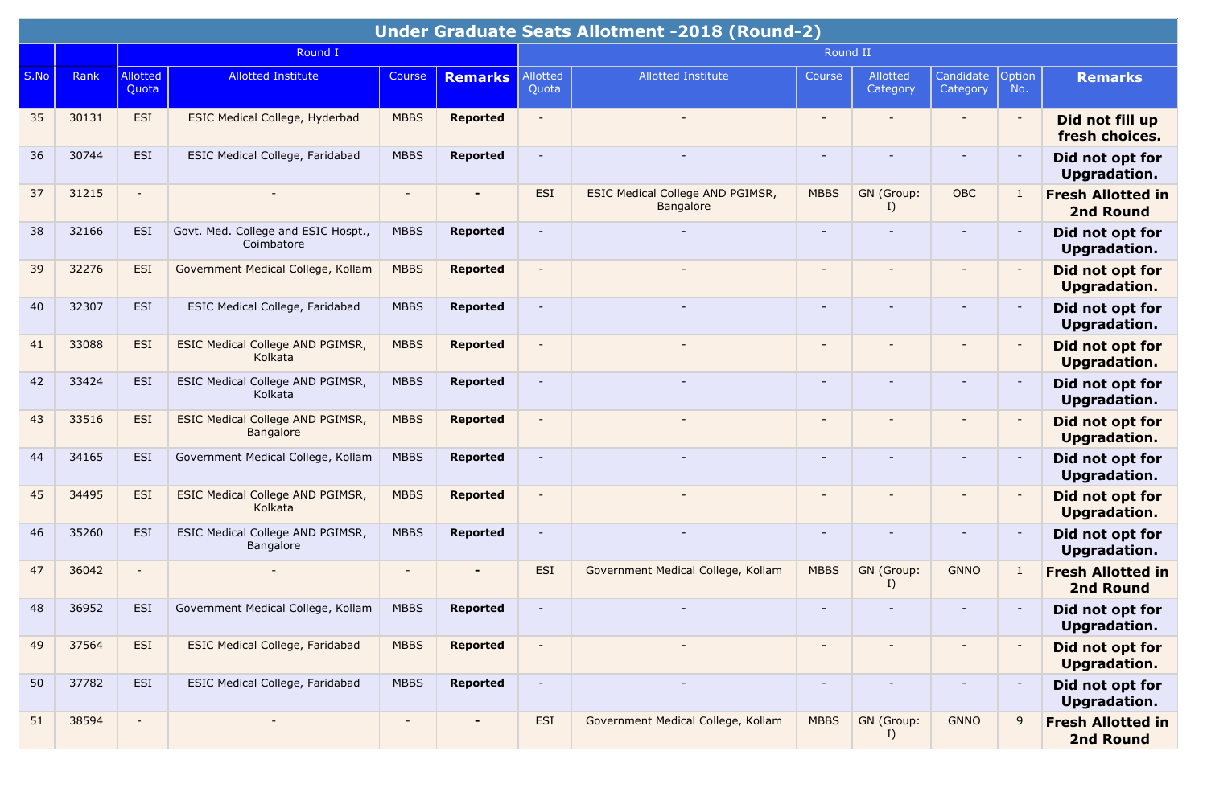| Under Graduate Seats Allotment -2018 (Round-2) | | | | | | | | | | | | | |
|---|---|---|---|---|---|---|---|---|---|---|---|---|---|
| | | Round I | | | | Round II | | | | | | | |
| S.No | Rank | Allotted Quota | Allotted Institute | Course | **Remarks** | Allotted Quota | Allotted Institute | Course | Allotted Category | Candidate Category | Option No. | **Remarks** |
| 35 | 30131 | ESI | ESIC Medical College, Hyderbad | MBBS | **Reported** | - | - | - | - | - | - | **Did not fill up fresh choices.** |
| 36 | 30744 | ESI | ESIC Medical College, Faridabad | MBBS | **Reported** | - | - | - | - | - | - | **Did not opt for Upgradation.** |
| 37 | 31215 | - | - | - | **-** | ESI | ESIC Medical College AND PGIMSR, Bangalore | MBBS | GN (Group: I) | OBC | 1 | **Fresh Allotted in 2nd Round** |
| 38 | 32166 | ESI | Govt. Med. College and ESIC Hospt., Coimbatore | MBBS | **Reported** | - | - | - | - | - | - | **Did not opt for Upgradation.** |
| 39 | 32276 | ESI | Government Medical College, Kollam | MBBS | **Reported** | - | - | - | - | - | - | **Did not opt for Upgradation.** |
| 40 | 32307 | ESI | ESIC Medical College, Faridabad | MBBS | **Reported** | - | - | - | - | - | - | **Did not opt for Upgradation.** |
| 41 | 33088 | ESI | ESIC Medical College AND PGIMSR, Kolkata | MBBS | **Reported** | - | - | - | - | - | - | **Did not opt for Upgradation.** |
| 42 | 33424 | ESI | ESIC Medical College AND PGIMSR, Kolkata | MBBS | **Reported** | - | - | - | - | - | - | **Did not opt for Upgradation.** |
| 43 | 33516 | ESI | ESIC Medical College AND PGIMSR, Bangalore | MBBS | **Reported** | - | - | - | - | - | - | **Did not opt for Upgradation.** |
| 44 | 34165 | ESI | Government Medical College, Kollam | MBBS | **Reported** | - | - | - | - | - | - | **Did not opt for Upgradation.** |
| 45 | 34495 | ESI | ESIC Medical College AND PGIMSR, Kolkata | MBBS | **Reported** | - | - | - | - | - | - | **Did not opt for Upgradation.** |
| 46 | 35260 | ESI | ESIC Medical College AND PGIMSR, Bangalore | MBBS | **Reported** | - | - | - | - | - | - | **Did not opt for Upgradation.** |
| 47 | 36042 | - | - | - | **-** | ESI | Government Medical College, Kollam | MBBS | GN (Group: I) | GNNO | 1 | **Fresh Allotted in 2nd Round** |
| 48 | 36952 | ESI | Government Medical College, Kollam | MBBS | **Reported** | - | - | - | - | - | - | **Did not opt for Upgradation.** |
| 49 | 37564 | ESI | ESIC Medical College, Faridabad | MBBS | **Reported** | - | - | - | - | - | - | **Did not opt for Upgradation.** |
| 50 | 37782 | ESI | ESIC Medical College, Faridabad | MBBS | **Reported** | - | - | - | - | - | - | **Did not opt for Upgradation.** |
| 51 | 38594 | - | - | - | **-** | ESI | Government Medical College, Kollam | MBBS | GN (Group: I) | GNNO | 9 | **Fresh Allotted in 2nd Round** |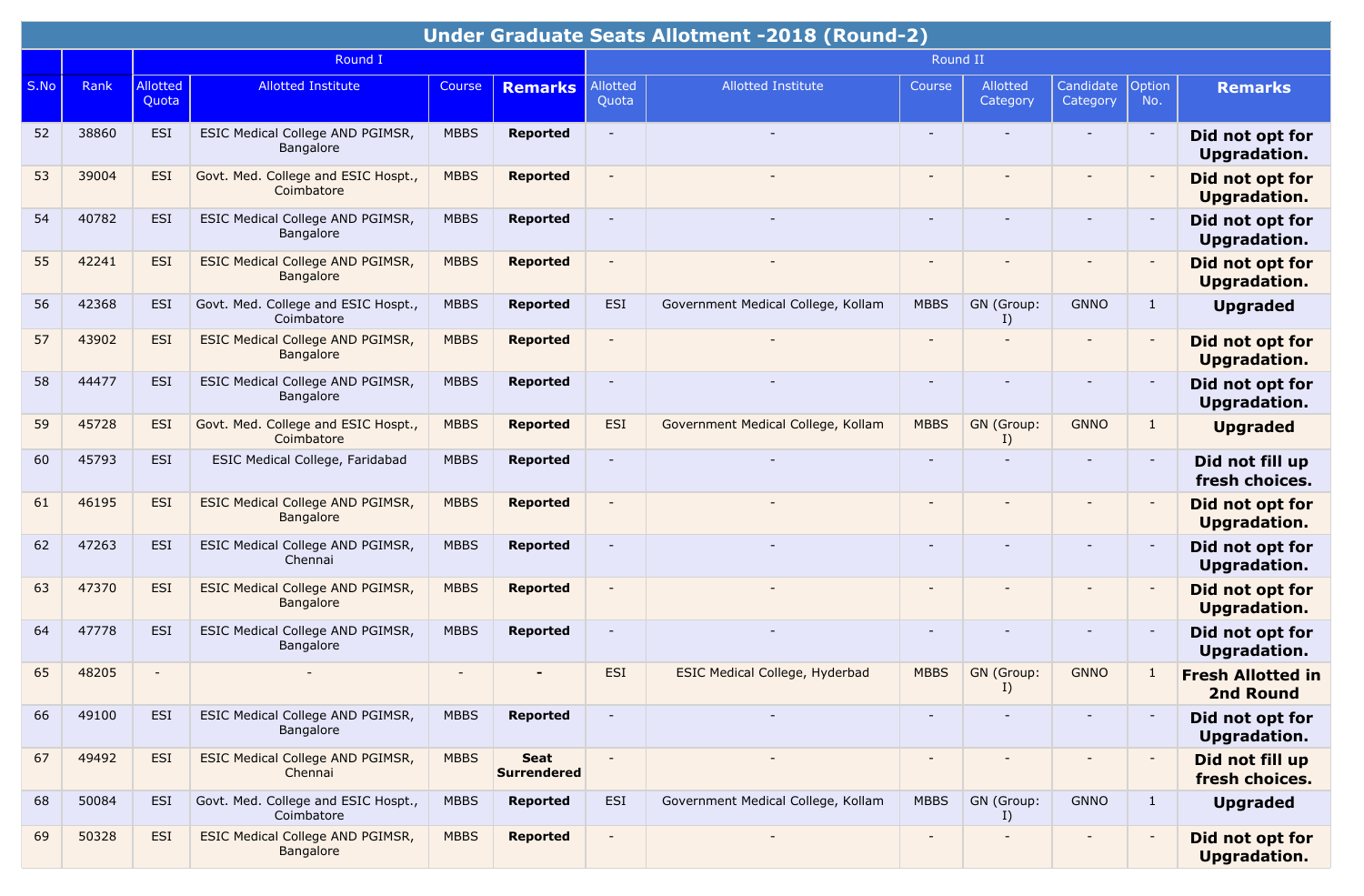| Under Graduate Seats Allotment -2018 (Round-2) | | | | | | | | | | | | | |
|---|---|---|---|---|---|---|---|---|---|---|---|---|---|
| | | Round I | | | | Round II | | | | | | | |
| S.No | Rank | Allotted Quota | Allotted Institute | Course | **Remarks** | Allotted Quota | Allotted Institute | Course | Allotted Category | Candidate Category | Option No. | **Remarks** |
| 52 | 38860 | ESI | ESIC Medical College AND PGIMSR, Bangalore | MBBS | **Reported** | - | - | - | - | - | - | **Did not opt for Upgradation.** |
| 53 | 39004 | ESI | Govt. Med. College and ESIC Hospt., Coimbatore | MBBS | **Reported** | - | - | - | - | - | - | **Did not opt for Upgradation.** |
| 54 | 40782 | ESI | ESIC Medical College AND PGIMSR, Bangalore | MBBS | **Reported** | - | - | - | - | - | - | **Did not opt for Upgradation.** |
| 55 | 42241 | ESI | ESIC Medical College AND PGIMSR, Bangalore | MBBS | **Reported** | - | - | - | - | - | - | **Did not opt for Upgradation.** |
| 56 | 42368 | ESI | Govt. Med. College and ESIC Hospt., Coimbatore | MBBS | **Reported** | ESI | Government Medical College, Kollam | MBBS | GN (Group: I) | GNNO | 1 | **Upgraded** |
| 57 | 43902 | ESI | ESIC Medical College AND PGIMSR, Bangalore | MBBS | **Reported** | - | - | - | - | - | - | **Did not opt for Upgradation.** |
| 58 | 44477 | ESI | ESIC Medical College AND PGIMSR, Bangalore | MBBS | **Reported** | - | - | - | - | - | - | **Did not opt for Upgradation.** |
| 59 | 45728 | ESI | Govt. Med. College and ESIC Hospt., Coimbatore | MBBS | **Reported** | ESI | Government Medical College, Kollam | MBBS | GN (Group: I) | GNNO | 1 | **Upgraded** |
| 60 | 45793 | ESI | ESIC Medical College, Faridabad | MBBS | **Reported** | - | - | - | - | - | - | **Did not fill up fresh choices.** |
| 61 | 46195 | ESI | ESIC Medical College AND PGIMSR, Bangalore | MBBS | **Reported** | - | - | - | - | - | - | **Did not opt for Upgradation.** |
| 62 | 47263 | ESI | ESIC Medical College AND PGIMSR, Chennai | MBBS | **Reported** | - | - | - | - | - | - | **Did not opt for Upgradation.** |
| 63 | 47370 | ESI | ESIC Medical College AND PGIMSR, Bangalore | MBBS | **Reported** | - | - | - | - | - | - | **Did not opt for Upgradation.** |
| 64 | 47778 | ESI | ESIC Medical College AND PGIMSR, Bangalore | MBBS | **Reported** | - | - | - | - | - | - | **Did not opt for Upgradation.** |
| 65 | 48205 | - | - | - | **-** | ESI | ESIC Medical College, Hyderbad | MBBS | GN (Group: I) | GNNO | 1 | **Fresh Allotted in 2nd Round** |
| 66 | 49100 | ESI | ESIC Medical College AND PGIMSR, Bangalore | MBBS | **Reported** | - | - | - | - | - | - | **Did not opt for Upgradation.** |
| 67 | 49492 | ESI | ESIC Medical College AND PGIMSR, Chennai | MBBS | **Seat Surrendered** | - | - | - | - | - | - | **Did not fill up fresh choices.** |
| 68 | 50084 | ESI | Govt. Med. College and ESIC Hospt., Coimbatore | MBBS | **Reported** | ESI | Government Medical College, Kollam | MBBS | GN (Group: I) | GNNO | 1 | **Upgraded** |
| 69 | 50328 | ESI | ESIC Medical College AND PGIMSR, Bangalore | MBBS | **Reported** | - | - | - | - | - | - | **Did not opt for Upgradation.** |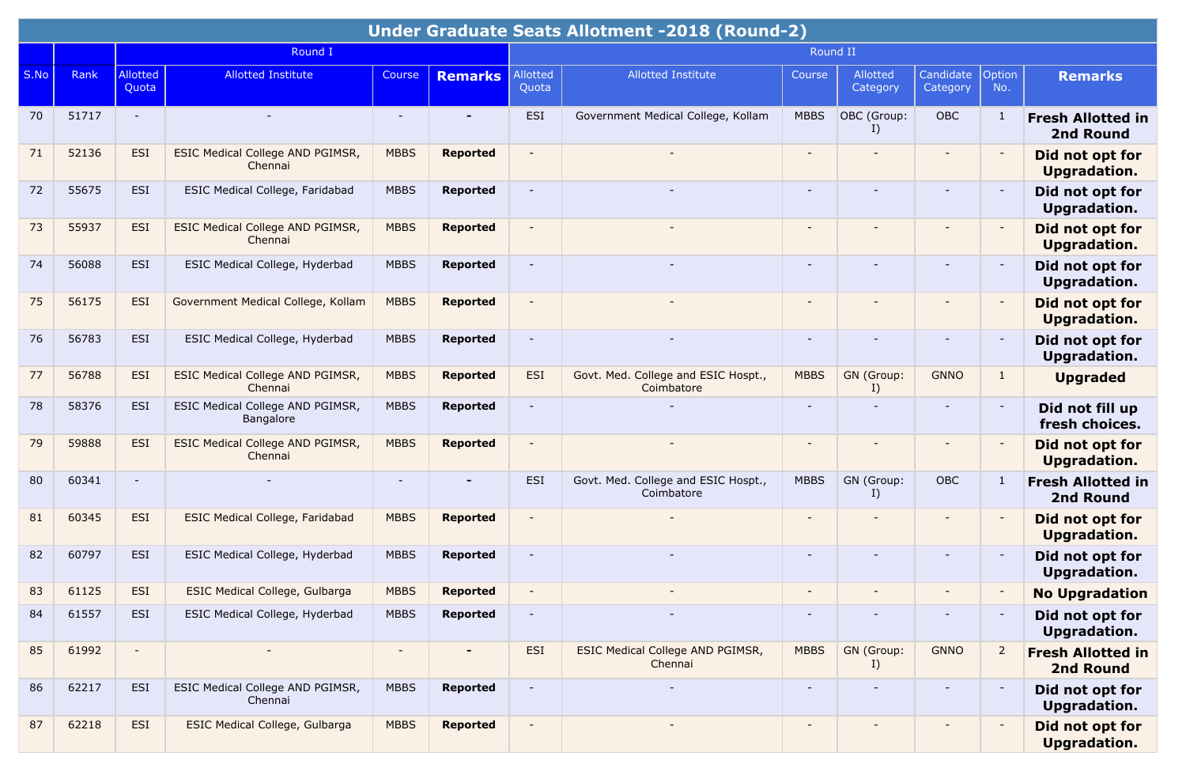| Under Graduate Seats Allotment -2018 (Round-2) | | | | | | | | | | | | | |
|---|---|---|---|---|---|---|---|---|---|---|---|---|---|
| | | Round I | | | | Round II | | | | | | | |
| S.No | Rank | Allotted Quota | Allotted Institute | Course | **Remarks** | Allotted Quota | Allotted Institute | Course | Allotted Category | Candidate Category | Option No. | **Remarks** |
| 70 | 51717 | - | - | - | **-** | ESI | Government Medical College, Kollam | MBBS | OBC (Group: I) | OBC | 1 | **Fresh Allotted in 2nd Round** |
| 71 | 52136 | ESI | ESIC Medical College AND PGIMSR, Chennai | MBBS | **Reported** | - | - | - | - | - | - | **Did not opt for Upgradation.** |
| 72 | 55675 | ESI | ESIC Medical College, Faridabad | MBBS | **Reported** | - | - | - | - | - | - | **Did not opt for Upgradation.** |
| 73 | 55937 | ESI | ESIC Medical College AND PGIMSR, Chennai | MBBS | **Reported** | - | - | - | - | - | - | **Did not opt for Upgradation.** |
| 74 | 56088 | ESI | ESIC Medical College, Hyderbad | MBBS | **Reported** | - | - | - | - | - | - | **Did not opt for Upgradation.** |
| 75 | 56175 | ESI | Government Medical College, Kollam | MBBS | **Reported** | - | - | - | - | - | - | **Did not opt for Upgradation.** |
| 76 | 56783 | ESI | ESIC Medical College, Hyderbad | MBBS | **Reported** | - | - | - | - | - | - | **Did not opt for Upgradation.** |
| 77 | 56788 | ESI | ESIC Medical College AND PGIMSR, Chennai | MBBS | **Reported** | ESI | Govt. Med. College and ESIC Hospt., Coimbatore | MBBS | GN (Group: I) | GNNO | 1 | **Upgraded** |
| 78 | 58376 | ESI | ESIC Medical College AND PGIMSR, Bangalore | MBBS | **Reported** | - | - | - | - | - | - | **Did not fill up fresh choices.** |
| 79 | 59888 | ESI | ESIC Medical College AND PGIMSR, Chennai | MBBS | **Reported** | - | - | - | - | - | - | **Did not opt for Upgradation.** |
| 80 | 60341 | - | - | - | **-** | ESI | Govt. Med. College and ESIC Hospt., Coimbatore | MBBS | GN (Group: I) | OBC | 1 | **Fresh Allotted in 2nd Round** |
| 81 | 60345 | ESI | ESIC Medical College, Faridabad | MBBS | **Reported** | - | - | - | - | - | - | **Did not opt for Upgradation.** |
| 82 | 60797 | ESI | ESIC Medical College, Hyderbad | MBBS | **Reported** | - | - | - | - | - | - | **Did not opt for Upgradation.** |
| 83 | 61125 | ESI | ESIC Medical College, Gulbarga | MBBS | **Reported** | - | - | - | - | - | - | **No Upgradation** |
| 84 | 61557 | ESI | ESIC Medical College, Hyderbad | MBBS | **Reported** | - | - | - | - | - | - | **Did not opt for Upgradation.** |
| 85 | 61992 | - | - | - | **-** | ESI | ESIC Medical College AND PGIMSR, Chennai | MBBS | GN (Group: I) | GNNO | 2 | **Fresh Allotted in 2nd Round** |
| 86 | 62217 | ESI | ESIC Medical College AND PGIMSR, Chennai | MBBS | **Reported** | - | - | - | - | - | - | **Did not opt for Upgradation.** |
| 87 | 62218 | ESI | ESIC Medical College, Gulbarga | MBBS | **Reported** | - | - | - | - | - | - | **Did not opt for Upgradation.** |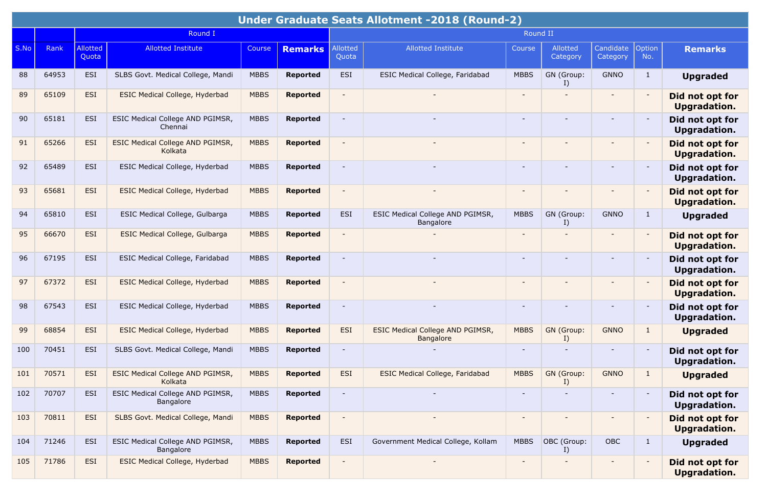| Under Graduate Seats Allotment -2018 (Round-2) | | | | | | | | | | | | | |
|---|---|---|---|---|---|---|---|---|---|---|---|---|---|
| | | Round I | | | | Round II | | | | | | | |
| S.No | Rank | Allotted Quota | Allotted Institute | Course | **Remarks** | Allotted Quota | Allotted Institute | Course | Allotted Category | Candidate Category | Option No. | **Remarks** |
| 88 | 64953 | ESI | SLBS Govt. Medical College, Mandi | MBBS | **Reported** | ESI | ESIC Medical College, Faridabad | MBBS | GN (Group: I) | GNNO | 1 | **Upgraded** |
| 89 | 65109 | ESI | ESIC Medical College, Hyderbad | MBBS | **Reported** | - | - | - | - | - | - | **Did not opt for Upgradation.** |
| 90 | 65181 | ESI | ESIC Medical College AND PGIMSR, Chennai | MBBS | **Reported** | - | - | - | - | - | - | **Did not opt for Upgradation.** |
| 91 | 65266 | ESI | ESIC Medical College AND PGIMSR, Kolkata | MBBS | **Reported** | - | - | - | - | - | - | **Did not opt for Upgradation.** |
| 92 | 65489 | ESI | ESIC Medical College, Hyderbad | MBBS | **Reported** | - | - | - | - | - | - | **Did not opt for Upgradation.** |
| 93 | 65681 | ESI | ESIC Medical College, Hyderbad | MBBS | **Reported** | - | - | - | - | - | - | **Did not opt for Upgradation.** |
| 94 | 65810 | ESI | ESIC Medical College, Gulbarga | MBBS | **Reported** | ESI | ESIC Medical College AND PGIMSR, Bangalore | MBBS | GN (Group: I) | GNNO | 1 | **Upgraded** |
| 95 | 66670 | ESI | ESIC Medical College, Gulbarga | MBBS | **Reported** | - | - | - | - | - | - | **Did not opt for Upgradation.** |
| 96 | 67195 | ESI | ESIC Medical College, Faridabad | MBBS | **Reported** | - | - | - | - | - | - | **Did not opt for Upgradation.** |
| 97 | 67372 | ESI | ESIC Medical College, Hyderbad | MBBS | **Reported** | - | - | - | - | - | - | **Did not opt for Upgradation.** |
| 98 | 67543 | ESI | ESIC Medical College, Hyderbad | MBBS | **Reported** | - | - | - | - | - | - | **Did not opt for Upgradation.** |
| 99 | 68854 | ESI | ESIC Medical College, Hyderbad | MBBS | **Reported** | ESI | ESIC Medical College AND PGIMSR, Bangalore | MBBS | GN (Group: I) | GNNO | 1 | **Upgraded** |
| 100 | 70451 | ESI | SLBS Govt. Medical College, Mandi | MBBS | **Reported** | - | - | - | - | - | - | **Did not opt for Upgradation.** |
| 101 | 70571 | ESI | ESIC Medical College AND PGIMSR, Kolkata | MBBS | **Reported** | ESI | ESIC Medical College, Faridabad | MBBS | GN (Group: I) | GNNO | 1 | **Upgraded** |
| 102 | 70707 | ESI | ESIC Medical College AND PGIMSR, Bangalore | MBBS | **Reported** | - | - | - | - | - | - | **Did not opt for Upgradation.** |
| 103 | 70811 | ESI | SLBS Govt. Medical College, Mandi | MBBS | **Reported** | - | - | - | - | - | - | **Did not opt for Upgradation.** |
| 104 | 71246 | ESI | ESIC Medical College AND PGIMSR, Bangalore | MBBS | **Reported** | ESI | Government Medical College, Kollam | MBBS | OBC (Group: I) | OBC | 1 | **Upgraded** |
| 105 | 71786 | ESI | ESIC Medical College, Hyderbad | MBBS | **Reported** | - | - | - | - | - | - | **Did not opt for Upgradation.** |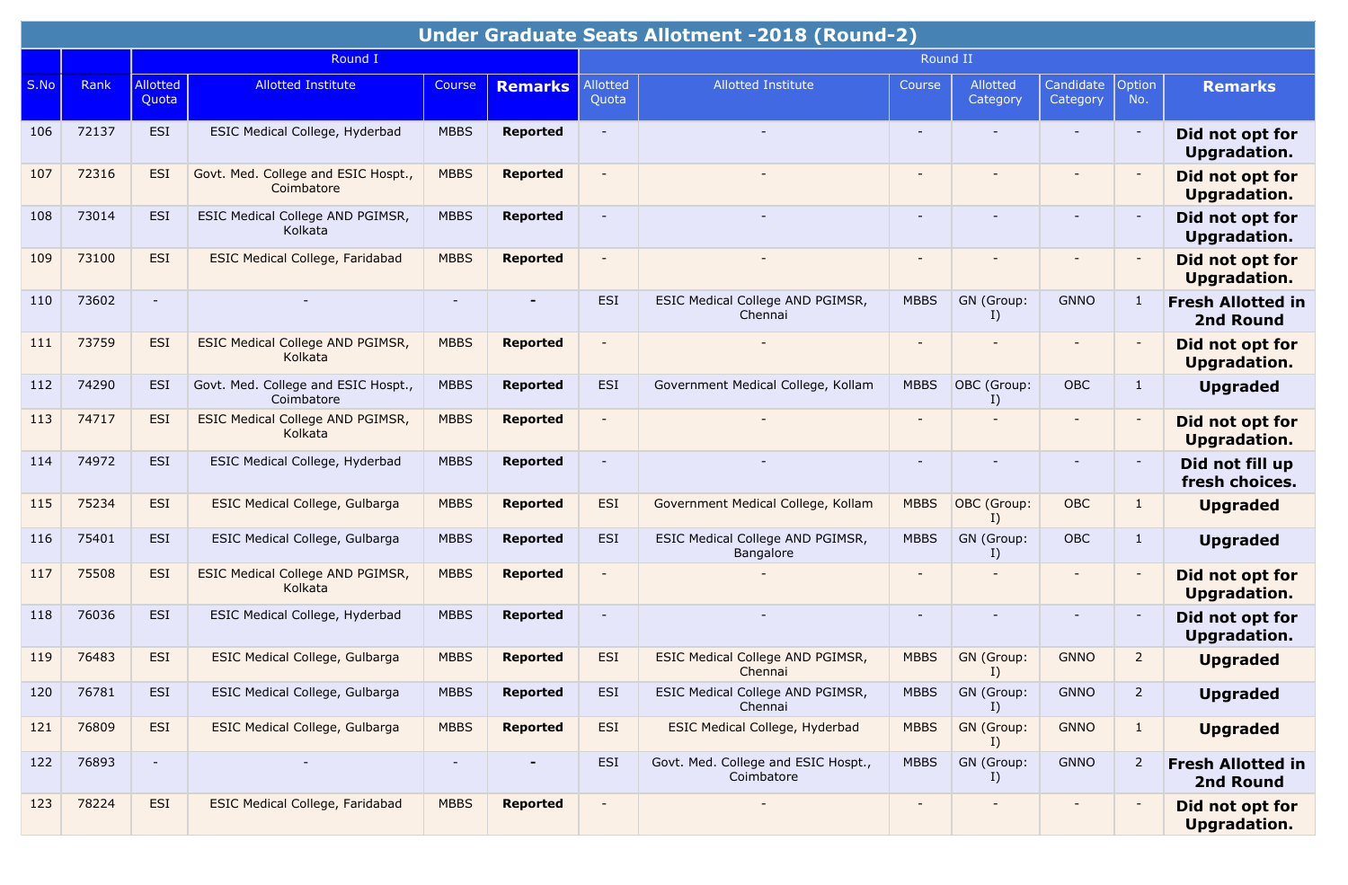| Under Graduate Seats Allotment -2018 (Round-2) | | | | | | | | | | | | | |
|---|---|---|---|---|---|---|---|---|---|---|---|---|---|
| | | Round I | | | | Round II | | | | | | | |
| S.No | Rank | Allotted Quota | Allotted Institute | Course | **Remarks** | Allotted Quota | Allotted Institute | Course | Allotted Category | Candidate Category | Option No. | **Remarks** |
| 106 | 72137 | ESI | ESIC Medical College, Hyderbad | MBBS | **Reported** | - | - | - | - | - | - | **Did not opt for Upgradation.** |
| 107 | 72316 | ESI | Govt. Med. College and ESIC Hospt., Coimbatore | MBBS | **Reported** | - | - | - | - | - | - | **Did not opt for Upgradation.** |
| 108 | 73014 | ESI | ESIC Medical College AND PGIMSR, Kolkata | MBBS | **Reported** | - | - | - | - | - | - | **Did not opt for Upgradation.** |
| 109 | 73100 | ESI | ESIC Medical College, Faridabad | MBBS | **Reported** | - | - | - | - | - | - | **Did not opt for Upgradation.** |
| 110 | 73602 | - | - | - | **-** | ESI | ESIC Medical College AND PGIMSR, Chennai | MBBS | GN (Group: I) | GNNO | 1 | **Fresh Allotted in 2nd Round** |
| 111 | 73759 | ESI | ESIC Medical College AND PGIMSR, Kolkata | MBBS | **Reported** | - | - | - | - | - | - | **Did not opt for Upgradation.** |
| 112 | 74290 | ESI | Govt. Med. College and ESIC Hospt., Coimbatore | MBBS | **Reported** | ESI | Government Medical College, Kollam | MBBS | OBC (Group: I) | OBC | 1 | **Upgraded** |
| 113 | 74717 | ESI | ESIC Medical College AND PGIMSR, Kolkata | MBBS | **Reported** | - | - | - | - | - | - | **Did not opt for Upgradation.** |
| 114 | 74972 | ESI | ESIC Medical College, Hyderbad | MBBS | **Reported** | - | - | - | - | - | - | **Did not fill up fresh choices.** |
| 115 | 75234 | ESI | ESIC Medical College, Gulbarga | MBBS | **Reported** | ESI | Government Medical College, Kollam | MBBS | OBC (Group: I) | OBC | 1 | **Upgraded** |
| 116 | 75401 | ESI | ESIC Medical College, Gulbarga | MBBS | **Reported** | ESI | ESIC Medical College AND PGIMSR, Bangalore | MBBS | GN (Group: I) | OBC | 1 | **Upgraded** |
| 117 | 75508 | ESI | ESIC Medical College AND PGIMSR, Kolkata | MBBS | **Reported** | - | - | - | - | - | - | **Did not opt for Upgradation.** |
| 118 | 76036 | ESI | ESIC Medical College, Hyderbad | MBBS | **Reported** | - | - | - | - | - | - | **Did not opt for Upgradation.** |
| 119 | 76483 | ESI | ESIC Medical College, Gulbarga | MBBS | **Reported** | ESI | ESIC Medical College AND PGIMSR, Chennai | MBBS | GN (Group: I) | GNNO | 2 | **Upgraded** |
| 120 | 76781 | ESI | ESIC Medical College, Gulbarga | MBBS | **Reported** | ESI | ESIC Medical College AND PGIMSR, Chennai | MBBS | GN (Group: I) | GNNO | 2 | **Upgraded** |
| 121 | 76809 | ESI | ESIC Medical College, Gulbarga | MBBS | **Reported** | ESI | ESIC Medical College, Hyderbad | MBBS | GN (Group: I) | GNNO | 1 | **Upgraded** |
| 122 | 76893 | - | - | - | **-** | ESI | Govt. Med. College and ESIC Hospt., Coimbatore | MBBS | GN (Group: I) | GNNO | 2 | **Fresh Allotted in 2nd Round** |
| 123 | 78224 | ESI | ESIC Medical College, Faridabad | MBBS | **Reported** | - | - | - | - | - | - | **Did not opt for Upgradation.** |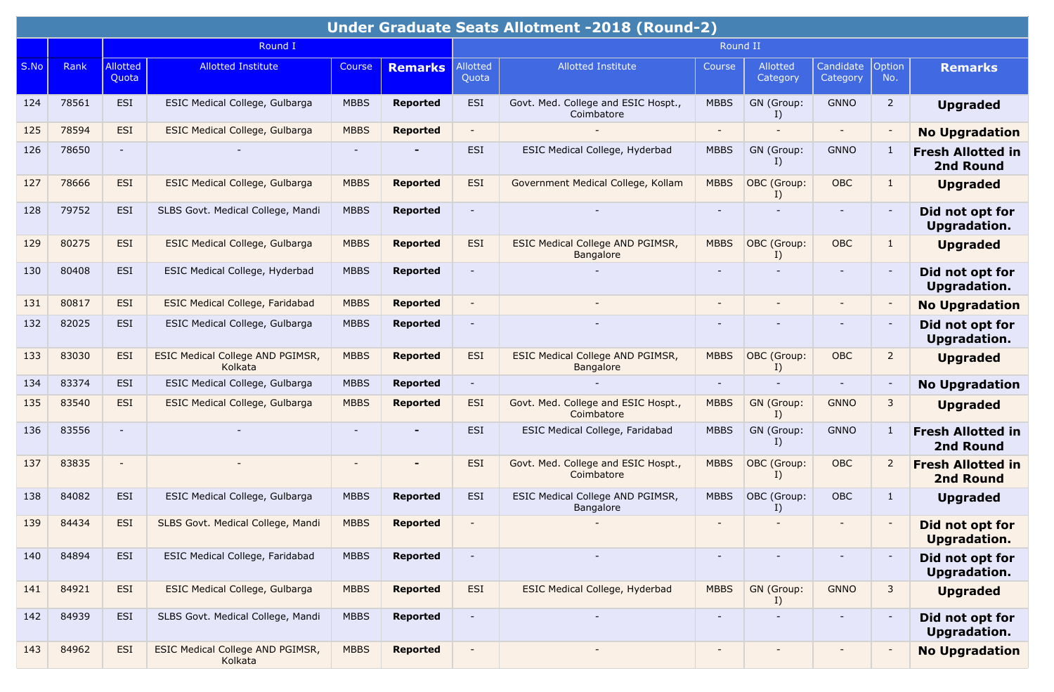| Under Graduate Seats Allotment -2018 (Round-2) | | | | | | | | | | | | | |
|---|---|---|---|---|---|---|---|---|---|---|---|---|---|
| | | Round I | | | | Round II | | | | | | | |
| S.No | Rank | Allotted Quota | Allotted Institute | Course | **Remarks** | Allotted Quota | Allotted Institute | Course | Allotted Category | Candidate Category | Option No. | **Remarks** |
| 124 | 78561 | ESI | ESIC Medical College, Gulbarga | MBBS | **Reported** | ESI | Govt. Med. College and ESIC Hospt., Coimbatore | MBBS | GN (Group: I) | GNNO | 2 | **Upgraded** |
| 125 | 78594 | ESI | ESIC Medical College, Gulbarga | MBBS | **Reported** | - | - | - | - | - | - | **No Upgradation** |
| 126 | 78650 | - | - | - | **-** | ESI | ESIC Medical College, Hyderbad | MBBS | GN (Group: I) | GNNO | 1 | **Fresh Allotted in 2nd Round** |
| 127 | 78666 | ESI | ESIC Medical College, Gulbarga | MBBS | **Reported** | ESI | Government Medical College, Kollam | MBBS | OBC (Group: I) | OBC | 1 | **Upgraded** |
| 128 | 79752 | ESI | SLBS Govt. Medical College, Mandi | MBBS | **Reported** | - | - | - | - | - | - | **Did not opt for Upgradation.** |
| 129 | 80275 | ESI | ESIC Medical College, Gulbarga | MBBS | **Reported** | ESI | ESIC Medical College AND PGIMSR, Bangalore | MBBS | OBC (Group: I) | OBC | 1 | **Upgraded** |
| 130 | 80408 | ESI | ESIC Medical College, Hyderbad | MBBS | **Reported** | - | - | - | - | - | - | **Did not opt for Upgradation.** |
| 131 | 80817 | ESI | ESIC Medical College, Faridabad | MBBS | **Reported** | - | - | - | - | - | - | **No Upgradation** |
| 132 | 82025 | ESI | ESIC Medical College, Gulbarga | MBBS | **Reported** | - | - | - | - | - | - | **Did not opt for Upgradation.** |
| 133 | 83030 | ESI | ESIC Medical College AND PGIMSR, Kolkata | MBBS | **Reported** | ESI | ESIC Medical College AND PGIMSR, Bangalore | MBBS | OBC (Group: I) | OBC | 2 | **Upgraded** |
| 134 | 83374 | ESI | ESIC Medical College, Gulbarga | MBBS | **Reported** | - | - | - | - | - | - | **No Upgradation** |
| 135 | 83540 | ESI | ESIC Medical College, Gulbarga | MBBS | **Reported** | ESI | Govt. Med. College and ESIC Hospt., Coimbatore | MBBS | GN (Group: I) | GNNO | 3 | **Upgraded** |
| 136 | 83556 | - | - | - | **-** | ESI | ESIC Medical College, Faridabad | MBBS | GN (Group: I) | GNNO | 1 | **Fresh Allotted in 2nd Round** |
| 137 | 83835 | - | - | - | **-** | ESI | Govt. Med. College and ESIC Hospt., Coimbatore | MBBS | OBC (Group: I) | OBC | 2 | **Fresh Allotted in 2nd Round** |
| 138 | 84082 | ESI | ESIC Medical College, Gulbarga | MBBS | **Reported** | ESI | ESIC Medical College AND PGIMSR, Bangalore | MBBS | OBC (Group: I) | OBC | 1 | **Upgraded** |
| 139 | 84434 | ESI | SLBS Govt. Medical College, Mandi | MBBS | **Reported** | - | - | - | - | - | - | **Did not opt for Upgradation.** |
| 140 | 84894 | ESI | ESIC Medical College, Faridabad | MBBS | **Reported** | - | - | - | - | - | - | **Did not opt for Upgradation.** |
| 141 | 84921 | ESI | ESIC Medical College, Gulbarga | MBBS | **Reported** | ESI | ESIC Medical College, Hyderbad | MBBS | GN (Group: I) | GNNO | 3 | **Upgraded** |
| 142 | 84939 | ESI | SLBS Govt. Medical College, Mandi | MBBS | **Reported** | - | - | - | - | - | - | **Did not opt for Upgradation.** |
| 143 | 84962 | ESI | ESIC Medical College AND PGIMSR, Kolkata | MBBS | **Reported** | - | - | - | - | - | - | **No Upgradation** |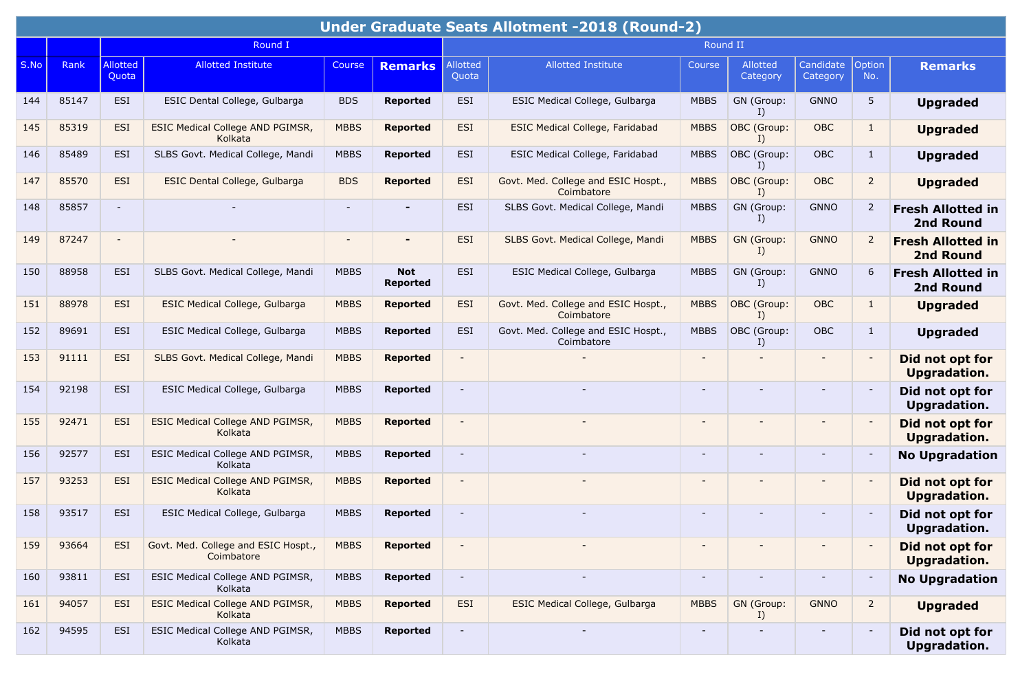| Under Graduate Seats Allotment -2018 (Round-2) | | | | | | | | | | | | | |
|---|---|---|---|---|---|---|---|---|---|---|---|---|---|
| | | Round I | | | | Round II | | | | | | | |
| S.No | Rank | Allotted Quota | Allotted Institute | Course | **Remarks** | Allotted Quota | Allotted Institute | Course | Allotted Category | Candidate Category | Option No. | **Remarks** |
| 144 | 85147 | ESI | ESIC Dental College, Gulbarga | BDS | **Reported** | ESI | ESIC Medical College, Gulbarga | MBBS | GN (Group: I) | GNNO | 5 | **Upgraded** |
| 145 | 85319 | ESI | ESIC Medical College AND PGIMSR, Kolkata | MBBS | **Reported** | ESI | ESIC Medical College, Faridabad | MBBS | OBC (Group: I) | OBC | 1 | **Upgraded** |
| 146 | 85489 | ESI | SLBS Govt. Medical College, Mandi | MBBS | **Reported** | ESI | ESIC Medical College, Faridabad | MBBS | OBC (Group: I) | OBC | 1 | **Upgraded** |
| 147 | 85570 | ESI | ESIC Dental College, Gulbarga | BDS | **Reported** | ESI | Govt. Med. College and ESIC Hospt., Coimbatore | MBBS | OBC (Group: I) | OBC | 2 | **Upgraded** |
| 148 | 85857 | - | - | - | **-** | ESI | SLBS Govt. Medical College, Mandi | MBBS | GN (Group: I) | GNNO | 2 | **Fresh Allotted in 2nd Round** |
| 149 | 87247 | - | - | - | **-** | ESI | SLBS Govt. Medical College, Mandi | MBBS | GN (Group: I) | GNNO | 2 | **Fresh Allotted in 2nd Round** |
| 150 | 88958 | ESI | SLBS Govt. Medical College, Mandi | MBBS | **Not Reported** | ESI | ESIC Medical College, Gulbarga | MBBS | GN (Group: I) | GNNO | 6 | **Fresh Allotted in 2nd Round** |
| 151 | 88978 | ESI | ESIC Medical College, Gulbarga | MBBS | **Reported** | ESI | Govt. Med. College and ESIC Hospt., Coimbatore | MBBS | OBC (Group: I) | OBC | 1 | **Upgraded** |
| 152 | 89691 | ESI | ESIC Medical College, Gulbarga | MBBS | **Reported** | ESI | Govt. Med. College and ESIC Hospt., Coimbatore | MBBS | OBC (Group: I) | OBC | 1 | **Upgraded** |
| 153 | 91111 | ESI | SLBS Govt. Medical College, Mandi | MBBS | **Reported** | - | - | - | - | - | - | **Did not opt for Upgradation.** |
| 154 | 92198 | ESI | ESIC Medical College, Gulbarga | MBBS | **Reported** | - | - | - | - | - | - | **Did not opt for Upgradation.** |
| 155 | 92471 | ESI | ESIC Medical College AND PGIMSR, Kolkata | MBBS | **Reported** | - | - | - | - | - | - | **Did not opt for Upgradation.** |
| 156 | 92577 | ESI | ESIC Medical College AND PGIMSR, Kolkata | MBBS | **Reported** | - | - | - | - | - | - | **No Upgradation** |
| 157 | 93253 | ESI | ESIC Medical College AND PGIMSR, Kolkata | MBBS | **Reported** | - | - | - | - | - | - | **Did not opt for Upgradation.** |
| 158 | 93517 | ESI | ESIC Medical College, Gulbarga | MBBS | **Reported** | - | - | - | - | - | - | **Did not opt for Upgradation.** |
| 159 | 93664 | ESI | Govt. Med. College and ESIC Hospt., Coimbatore | MBBS | **Reported** | - | - | - | - | - | - | **Did not opt for Upgradation.** |
| 160 | 93811 | ESI | ESIC Medical College AND PGIMSR, Kolkata | MBBS | **Reported** | - | - | - | - | - | - | **No Upgradation** |
| 161 | 94057 | ESI | ESIC Medical College AND PGIMSR, Kolkata | MBBS | **Reported** | ESI | ESIC Medical College, Gulbarga | MBBS | GN (Group: I) | GNNO | 2 | **Upgraded** |
| 162 | 94595 | ESI | ESIC Medical College AND PGIMSR, Kolkata | MBBS | **Reported** | - | - | - | - | - | - | **Did not opt for Upgradation.** |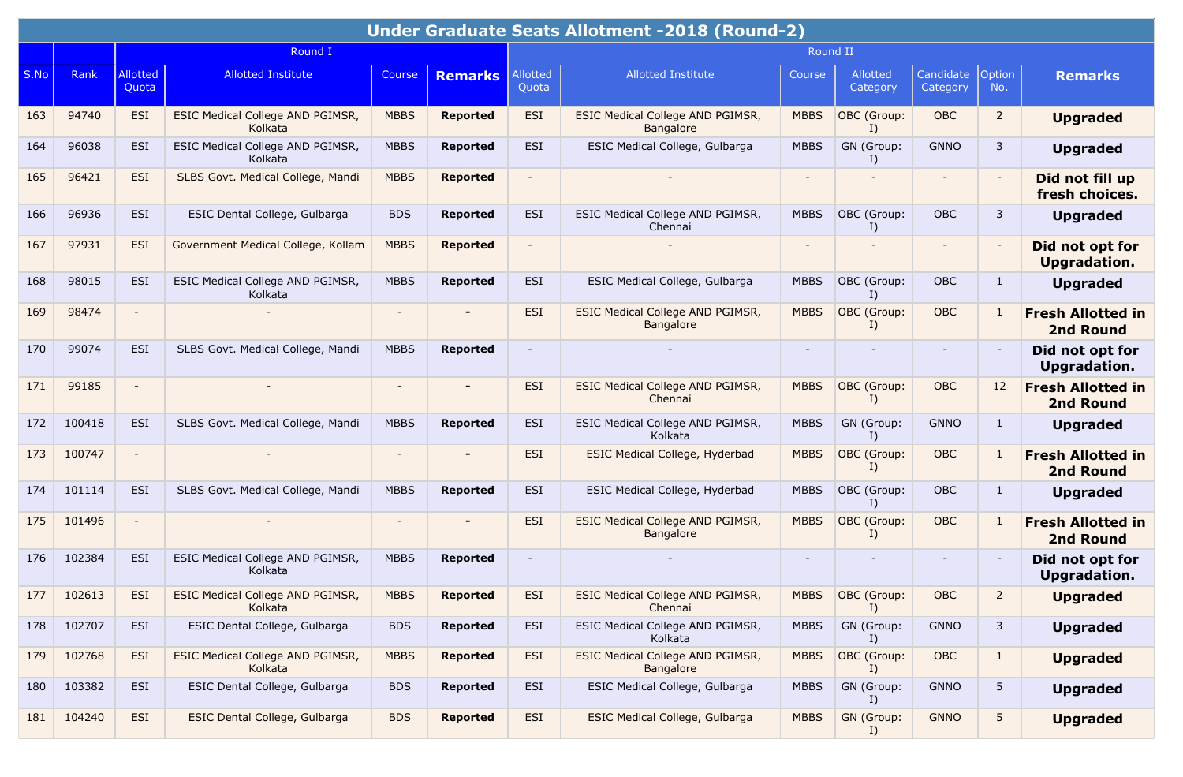| Under Graduate Seats Allotment -2018 (Round-2) | | | | | | | | | | | | | |
|---|---|---|---|---|---|---|---|---|---|---|---|---|---|
| | | Round I | | | | Round II | | | | | | | |
| S.No | Rank | Allotted Quota | Allotted Institute | Course | **Remarks** | Allotted Quota | Allotted Institute | Course | Allotted Category | Candidate Category | Option No. | **Remarks** |
| 163 | 94740 | ESI | ESIC Medical College AND PGIMSR, Kolkata | MBBS | **Reported** | ESI | ESIC Medical College AND PGIMSR, Bangalore | MBBS | OBC (Group: I) | OBC | 2 | **Upgraded** |
| 164 | 96038 | ESI | ESIC Medical College AND PGIMSR, Kolkata | MBBS | **Reported** | ESI | ESIC Medical College, Gulbarga | MBBS | GN (Group: I) | GNNO | 3 | **Upgraded** |
| 165 | 96421 | ESI | SLBS Govt. Medical College, Mandi | MBBS | **Reported** | - | - | - | - | - | - | **Did not fill up fresh choices.** |
| 166 | 96936 | ESI | ESIC Dental College, Gulbarga | BDS | **Reported** | ESI | ESIC Medical College AND PGIMSR, Chennai | MBBS | OBC (Group: I) | OBC | 3 | **Upgraded** |
| 167 | 97931 | ESI | Government Medical College, Kollam | MBBS | **Reported** | - | - | - | - | - | - | **Did not opt for Upgradation.** |
| 168 | 98015 | ESI | ESIC Medical College AND PGIMSR, Kolkata | MBBS | **Reported** | ESI | ESIC Medical College, Gulbarga | MBBS | OBC (Group: I) | OBC | 1 | **Upgraded** |
| 169 | 98474 | - | - | - | **-** | ESI | ESIC Medical College AND PGIMSR, Bangalore | MBBS | OBC (Group: I) | OBC | 1 | **Fresh Allotted in 2nd Round** |
| 170 | 99074 | ESI | SLBS Govt. Medical College, Mandi | MBBS | **Reported** | - | - | - | - | - | - | **Did not opt for Upgradation.** |
| 171 | 99185 | - | - | - | **-** | ESI | ESIC Medical College AND PGIMSR, Chennai | MBBS | OBC (Group: I) | OBC | 12 | **Fresh Allotted in 2nd Round** |
| 172 | 100418 | ESI | SLBS Govt. Medical College, Mandi | MBBS | **Reported** | ESI | ESIC Medical College AND PGIMSR, Kolkata | MBBS | GN (Group: I) | GNNO | 1 | **Upgraded** |
| 173 | 100747 | - | - | - | **-** | ESI | ESIC Medical College, Hyderbad | MBBS | OBC (Group: I) | OBC | 1 | **Fresh Allotted in 2nd Round** |
| 174 | 101114 | ESI | SLBS Govt. Medical College, Mandi | MBBS | **Reported** | ESI | ESIC Medical College, Hyderbad | MBBS | OBC (Group: I) | OBC | 1 | **Upgraded** |
| 175 | 101496 | - | - | - | **-** | ESI | ESIC Medical College AND PGIMSR, Bangalore | MBBS | OBC (Group: I) | OBC | 1 | **Fresh Allotted in 2nd Round** |
| 176 | 102384 | ESI | ESIC Medical College AND PGIMSR, Kolkata | MBBS | **Reported** | - | - | - | - | - | - | **Did not opt for Upgradation.** |
| 177 | 102613 | ESI | ESIC Medical College AND PGIMSR, Kolkata | MBBS | **Reported** | ESI | ESIC Medical College AND PGIMSR, Chennai | MBBS | OBC (Group: I) | OBC | 2 | **Upgraded** |
| 178 | 102707 | ESI | ESIC Dental College, Gulbarga | BDS | **Reported** | ESI | ESIC Medical College AND PGIMSR, Kolkata | MBBS | GN (Group: I) | GNNO | 3 | **Upgraded** |
| 179 | 102768 | ESI | ESIC Medical College AND PGIMSR, Kolkata | MBBS | **Reported** | ESI | ESIC Medical College AND PGIMSR, Bangalore | MBBS | OBC (Group: I) | OBC | 1 | **Upgraded** |
| 180 | 103382 | ESI | ESIC Dental College, Gulbarga | BDS | **Reported** | ESI | ESIC Medical College, Gulbarga | MBBS | GN (Group: I) | GNNO | 5 | **Upgraded** |
| 181 | 104240 | ESI | ESIC Dental College, Gulbarga | BDS | **Reported** | ESI | ESIC Medical College, Gulbarga | MBBS | GN (Group: I) | GNNO | 5 | **Upgraded** |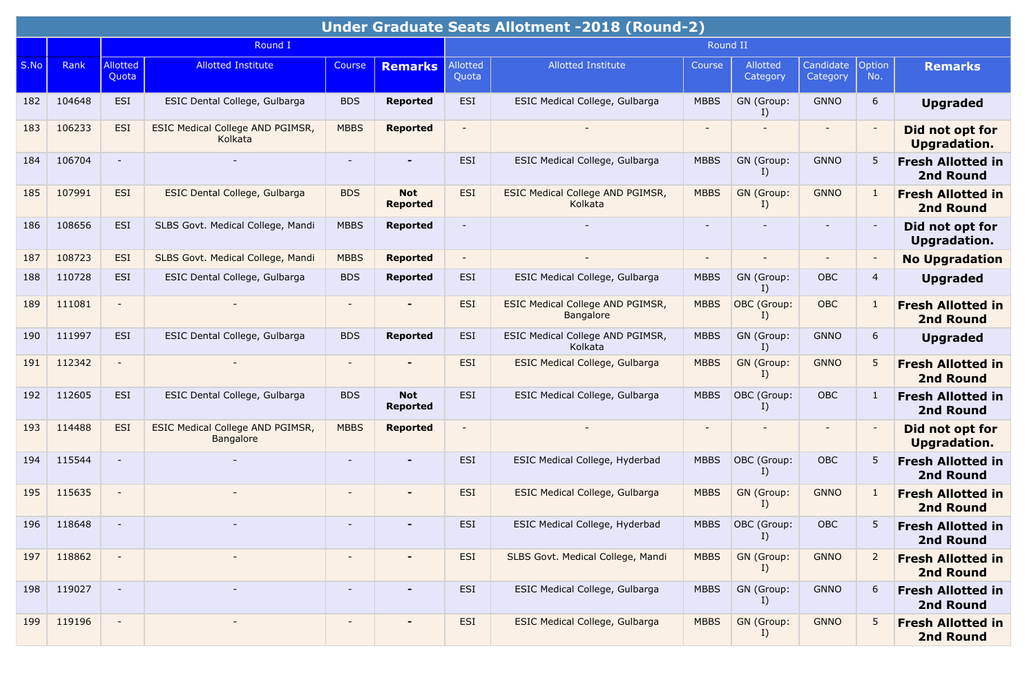| Under Graduate Seats Allotment -2018 (Round-2) | | | | | | | | | | | | | |
|---|---|---|---|---|---|---|---|---|---|---|---|---|---|
| | | Round I | | | | Round II | | | | | | | |
| S.No | Rank | Allotted Quota | Allotted Institute | Course | **Remarks** | Allotted Quota | Allotted Institute | Course | Allotted Category | Candidate Category | Option No. | **Remarks** |
| 182 | 104648 | ESI | ESIC Dental College, Gulbarga | BDS | **Reported** | ESI | ESIC Medical College, Gulbarga | MBBS | GN (Group: I) | GNNO | 6 | **Upgraded** |
| 183 | 106233 | ESI | ESIC Medical College AND PGIMSR, Kolkata | MBBS | **Reported** | - | - | - | - | - | - | **Did not opt for Upgradation.** |
| 184 | 106704 | - | - | - | **-** | ESI | ESIC Medical College, Gulbarga | MBBS | GN (Group: I) | GNNO | 5 | **Fresh Allotted in 2nd Round** |
| 185 | 107991 | ESI | ESIC Dental College, Gulbarga | BDS | **Not Reported** | ESI | ESIC Medical College AND PGIMSR, Kolkata | MBBS | GN (Group: I) | GNNO | 1 | **Fresh Allotted in 2nd Round** |
| 186 | 108656 | ESI | SLBS Govt. Medical College, Mandi | MBBS | **Reported** | - | - | - | - | - | - | **Did not opt for Upgradation.** |
| 187 | 108723 | ESI | SLBS Govt. Medical College, Mandi | MBBS | **Reported** | - | - | - | - | - | - | **No Upgradation** |
| 188 | 110728 | ESI | ESIC Dental College, Gulbarga | BDS | **Reported** | ESI | ESIC Medical College, Gulbarga | MBBS | GN (Group: I) | OBC | 4 | **Upgraded** |
| 189 | 111081 | - | - | - | **-** | ESI | ESIC Medical College AND PGIMSR, Bangalore | MBBS | OBC (Group: I) | OBC | 1 | **Fresh Allotted in 2nd Round** |
| 190 | 111997 | ESI | ESIC Dental College, Gulbarga | BDS | **Reported** | ESI | ESIC Medical College AND PGIMSR, Kolkata | MBBS | GN (Group: I) | GNNO | 6 | **Upgraded** |
| 191 | 112342 | - | - | - | **-** | ESI | ESIC Medical College, Gulbarga | MBBS | GN (Group: I) | GNNO | 5 | **Fresh Allotted in 2nd Round** |
| 192 | 112605 | ESI | ESIC Dental College, Gulbarga | BDS | **Not Reported** | ESI | ESIC Medical College, Gulbarga | MBBS | OBC (Group: I) | OBC | 1 | **Fresh Allotted in 2nd Round** |
| 193 | 114488 | ESI | ESIC Medical College AND PGIMSR, Bangalore | MBBS | **Reported** | - | - | - | - | - | - | **Did not opt for Upgradation.** |
| 194 | 115544 | - | - | - | **-** | ESI | ESIC Medical College, Hyderbad | MBBS | OBC (Group: I) | OBC | 5 | **Fresh Allotted in 2nd Round** |
| 195 | 115635 | - | - | - | **-** | ESI | ESIC Medical College, Gulbarga | MBBS | GN (Group: I) | GNNO | 1 | **Fresh Allotted in 2nd Round** |
| 196 | 118648 | - | - | - | **-** | ESI | ESIC Medical College, Hyderbad | MBBS | OBC (Group: I) | OBC | 5 | **Fresh Allotted in 2nd Round** |
| 197 | 118862 | - | - | - | **-** | ESI | SLBS Govt. Medical College, Mandi | MBBS | GN (Group: I) | GNNO | 2 | **Fresh Allotted in 2nd Round** |
| 198 | 119027 | - | - | - | **-** | ESI | ESIC Medical College, Gulbarga | MBBS | GN (Group: I) | GNNO | 6 | **Fresh Allotted in 2nd Round** |
| 199 | 119196 | - | - | - | **-** | ESI | ESIC Medical College, Gulbarga | MBBS | GN (Group: I) | GNNO | 5 | **Fresh Allotted in 2nd Round** |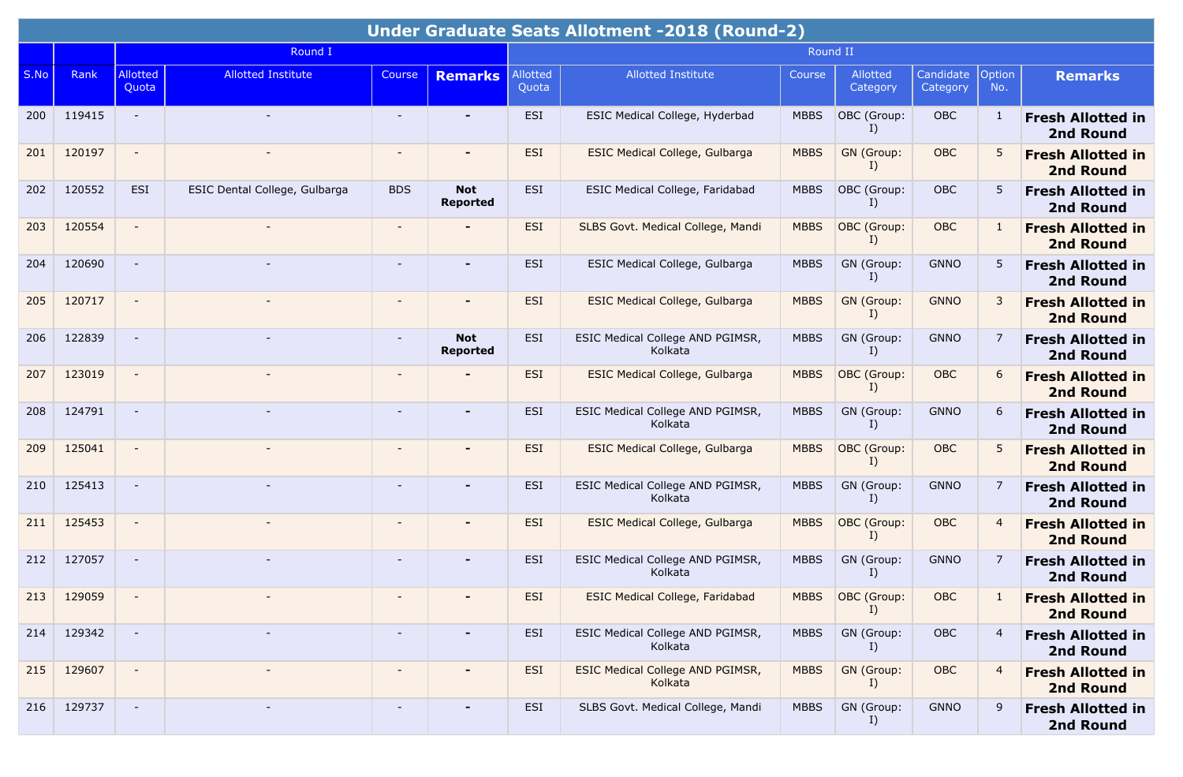| Under Graduate Seats Allotment -2018 (Round-2) | | | | | | | | | | | | | |
|---|---|---|---|---|---|---|---|---|---|---|---|---|---|
| | | Round I | | | | Round II | | | | | | | |
| S.No | Rank | Allotted Quota | Allotted Institute | Course | **Remarks** | Allotted Quota | Allotted Institute | Course | Allotted Category | Candidate Category | Option No. | **Remarks** |
| 200 | 119415 | - | - | - | **-** | ESI | ESIC Medical College, Hyderbad | MBBS | OBC (Group: I) | OBC | 1 | **Fresh Allotted in 2nd Round** |
| 201 | 120197 | - | - | - | **-** | ESI | ESIC Medical College, Gulbarga | MBBS | GN (Group: I) | OBC | 5 | **Fresh Allotted in 2nd Round** |
| 202 | 120552 | ESI | ESIC Dental College, Gulbarga | BDS | **Not Reported** | ESI | ESIC Medical College, Faridabad | MBBS | OBC (Group: I) | OBC | 5 | **Fresh Allotted in 2nd Round** |
| 203 | 120554 | - | - | - | **-** | ESI | SLBS Govt. Medical College, Mandi | MBBS | OBC (Group: I) | OBC | 1 | **Fresh Allotted in 2nd Round** |
| 204 | 120690 | - | - | - | **-** | ESI | ESIC Medical College, Gulbarga | MBBS | GN (Group: I) | GNNO | 5 | **Fresh Allotted in 2nd Round** |
| 205 | 120717 | - | - | - | **-** | ESI | ESIC Medical College, Gulbarga | MBBS | GN (Group: I) | GNNO | 3 | **Fresh Allotted in 2nd Round** |
| 206 | 122839 | - | - | - | **Not Reported** | ESI | ESIC Medical College AND PGIMSR, Kolkata | MBBS | GN (Group: I) | GNNO | 7 | **Fresh Allotted in 2nd Round** |
| 207 | 123019 | - | - | - | **-** | ESI | ESIC Medical College, Gulbarga | MBBS | OBC (Group: I) | OBC | 6 | **Fresh Allotted in 2nd Round** |
| 208 | 124791 | - | - | - | **-** | ESI | ESIC Medical College AND PGIMSR, Kolkata | MBBS | GN (Group: I) | GNNO | 6 | **Fresh Allotted in 2nd Round** |
| 209 | 125041 | - | - | - | **-** | ESI | ESIC Medical College, Gulbarga | MBBS | OBC (Group: I) | OBC | 5 | **Fresh Allotted in 2nd Round** |
| 210 | 125413 | - | - | - | **-** | ESI | ESIC Medical College AND PGIMSR, Kolkata | MBBS | GN (Group: I) | GNNO | 7 | **Fresh Allotted in 2nd Round** |
| 211 | 125453 | - | - | - | **-** | ESI | ESIC Medical College, Gulbarga | MBBS | OBC (Group: I) | OBC | 4 | **Fresh Allotted in 2nd Round** |
| 212 | 127057 | - | - | - | **-** | ESI | ESIC Medical College AND PGIMSR, Kolkata | MBBS | GN (Group: I) | GNNO | 7 | **Fresh Allotted in 2nd Round** |
| 213 | 129059 | - | - | - | **-** | ESI | ESIC Medical College, Faridabad | MBBS | OBC (Group: I) | OBC | 1 | **Fresh Allotted in 2nd Round** |
| 214 | 129342 | - | - | - | **-** | ESI | ESIC Medical College AND PGIMSR, Kolkata | MBBS | GN (Group: I) | OBC | 4 | **Fresh Allotted in 2nd Round** |
| 215 | 129607 | - | - | - | **-** | ESI | ESIC Medical College AND PGIMSR, Kolkata | MBBS | GN (Group: I) | OBC | 4 | **Fresh Allotted in 2nd Round** |
| 216 | 129737 | - | - | - | **-** | ESI | SLBS Govt. Medical College, Mandi | MBBS | GN (Group: I) | GNNO | 9 | **Fresh Allotted in 2nd Round** |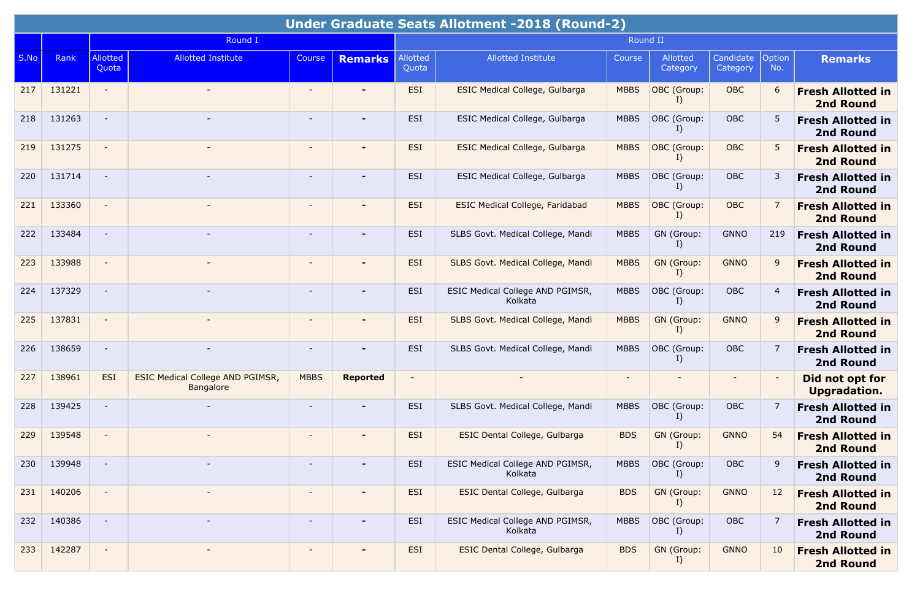# Under Graduate Seats Allotment -2018 (Round-2)

| S.No | Rank | Round I | | | | Round II | | | | | | |
|---|---|---|---|---|---|---|---|---|---|---|---|---|
| | | Allotted Quota | Allotted Institute | Course | **Remarks** | Allotted Quota | Allotted Institute | Course | Allotted Category | Candidate Category | Option No. | **Remarks** |
| 217 | 131221 | - | - | - | **-** | ESI | ESIC Medical College, Gulbarga | MBBS | OBC (Group: I) | OBC | 6 | **Fresh Allotted in 2nd Round** |
| 218 | 131263 | - | - | - | **-** | ESI | ESIC Medical College, Gulbarga | MBBS | OBC (Group: I) | OBC | 5 | **Fresh Allotted in 2nd Round** |
| 219 | 131275 | - | - | - | **-** | ESI | ESIC Medical College, Gulbarga | MBBS | OBC (Group: I) | OBC | 5 | **Fresh Allotted in 2nd Round** |
| 220 | 131714 | - | - | - | **-** | ESI | ESIC Medical College, Gulbarga | MBBS | OBC (Group: I) | OBC | 3 | **Fresh Allotted in 2nd Round** |
| 221 | 133360 | - | - | - | **-** | ESI | ESIC Medical College, Faridabad | MBBS | OBC (Group: I) | OBC | 7 | **Fresh Allotted in 2nd Round** |
| 222 | 133484 | - | - | - | **-** | ESI | SLBS Govt. Medical College, Mandi | MBBS | GN (Group: I) | GNNO | 219 | **Fresh Allotted in 2nd Round** |
| 223 | 133988 | - | - | - | **-** | ESI | SLBS Govt. Medical College, Mandi | MBBS | GN (Group: I) | GNNO | 9 | **Fresh Allotted in 2nd Round** |
| 224 | 137329 | - | - | - | **-** | ESI | ESIC Medical College AND PGIMSR, Kolkata | MBBS | OBC (Group: I) | OBC | 4 | **Fresh Allotted in 2nd Round** |
| 225 | 137831 | - | - | - | **-** | ESI | SLBS Govt. Medical College, Mandi | MBBS | GN (Group: I) | GNNO | 9 | **Fresh Allotted in 2nd Round** |
| 226 | 138659 | - | - | - | **-** | ESI | SLBS Govt. Medical College, Mandi | MBBS | OBC (Group: I) | OBC | 7 | **Fresh Allotted in 2nd Round** |
| 227 | 138961 | ESI | ESIC Medical College AND PGIMSR, Bangalore | MBBS | **Reported** | - | - | - | - | - | - | **Did not opt for Upgradation.** |
| 228 | 139425 | - | - | - | **-** | ESI | SLBS Govt. Medical College, Mandi | MBBS | OBC (Group: I) | OBC | 7 | **Fresh Allotted in 2nd Round** |
| 229 | 139548 | - | - | - | **-** | ESI | ESIC Dental College, Gulbarga | BDS | GN (Group: I) | GNNO | 54 | **Fresh Allotted in 2nd Round** |
| 230 | 139948 | - | - | - | **-** | ESI | ESIC Medical College AND PGIMSR, Kolkata | MBBS | OBC (Group: I) | OBC | 9 | **Fresh Allotted in 2nd Round** |
| 231 | 140206 | - | - | - | **-** | ESI | ESIC Dental College, Gulbarga | BDS | GN (Group: I) | GNNO | 12 | **Fresh Allotted in 2nd Round** |
| 232 | 140386 | - | - | - | **-** | ESI | ESIC Medical College AND PGIMSR, Kolkata | MBBS | OBC (Group: I) | OBC | 7 | **Fresh Allotted in 2nd Round** |
| 233 | 142287 | - | - | - | **-** | ESI | ESIC Dental College, Gulbarga | BDS | GN (Group: I) | GNNO | 10 | **Fresh Allotted in 2nd Round** |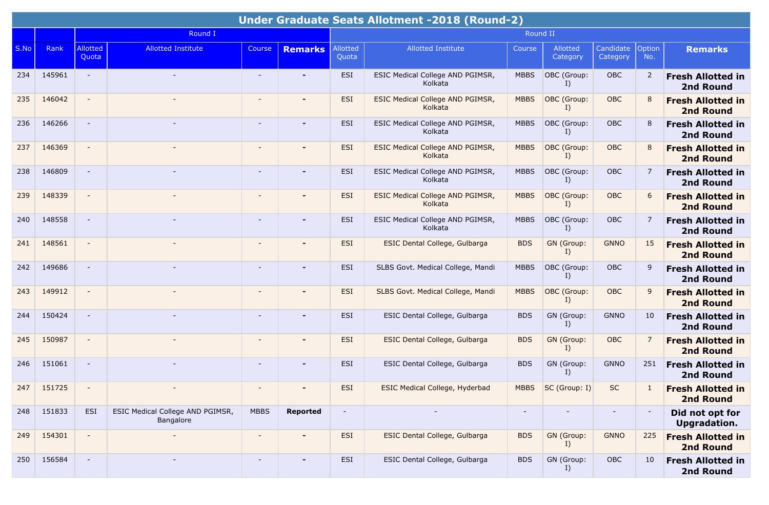| Under Graduate Seats Allotment -2018 (Round-2) | | | | | | | | | | | | | |
|---|---|---|---|---|---|---|---|---|---|---|---|---|---|
| | | Round I | | | | Round II | | | | | | | |
| S.No | Rank | Allotted Quota | Allotted Institute | Course | Remarks | Allotted Quota | Allotted Institute | Course | Allotted Category | Candidate Category | Option No. | Remarks |
| 234 | 145961 | - | - | - | - | ESI | ESIC Medical College AND PGIMSR, Kolkata | MBBS | OBC (Group: I) | OBC | 2 | **Fresh Allotted in 2nd Round** |
| 235 | 146042 | - | - | - | - | ESI | ESIC Medical College AND PGIMSR, Kolkata | MBBS | OBC (Group: I) | OBC | 8 | **Fresh Allotted in 2nd Round** |
| 236 | 146266 | - | - | - | - | ESI | ESIC Medical College AND PGIMSR, Kolkata | MBBS | OBC (Group: I) | OBC | 8 | **Fresh Allotted in 2nd Round** |
| 237 | 146369 | - | - | - | - | ESI | ESIC Medical College AND PGIMSR, Kolkata | MBBS | OBC (Group: I) | OBC | 8 | **Fresh Allotted in 2nd Round** |
| 238 | 146809 | - | - | - | - | ESI | ESIC Medical College AND PGIMSR, Kolkata | MBBS | OBC (Group: I) | OBC | 7 | **Fresh Allotted in 2nd Round** |
| 239 | 148339 | - | - | - | - | ESI | ESIC Medical College AND PGIMSR, Kolkata | MBBS | OBC (Group: I) | OBC | 6 | **Fresh Allotted in 2nd Round** |
| 240 | 148558 | - | - | - | - | ESI | ESIC Medical College AND PGIMSR, Kolkata | MBBS | OBC (Group: I) | OBC | 7 | **Fresh Allotted in 2nd Round** |
| 241 | 148561 | - | - | - | - | ESI | ESIC Dental College, Gulbarga | BDS | GN (Group: I) | GNNO | 15 | **Fresh Allotted in 2nd Round** |
| 242 | 149686 | - | - | - | - | ESI | SLBS Govt. Medical College, Mandi | MBBS | OBC (Group: I) | OBC | 9 | **Fresh Allotted in 2nd Round** |
| 243 | 149912 | - | - | - | - | ESI | SLBS Govt. Medical College, Mandi | MBBS | OBC (Group: I) | OBC | 9 | **Fresh Allotted in 2nd Round** |
| 244 | 150424 | - | - | - | - | ESI | ESIC Dental College, Gulbarga | BDS | GN (Group: I) | GNNO | 10 | **Fresh Allotted in 2nd Round** |
| 245 | 150987 | - | - | - | - | ESI | ESIC Dental College, Gulbarga | BDS | GN (Group: I) | OBC | 7 | **Fresh Allotted in 2nd Round** |
| 246 | 151061 | - | - | - | - | ESI | ESIC Dental College, Gulbarga | BDS | GN (Group: I) | GNNO | 251 | **Fresh Allotted in 2nd Round** |
| 247 | 151725 | - | - | - | - | ESI | ESIC Medical College, Hyderbad | MBBS | SC (Group: I) | SC | 1 | **Fresh Allotted in 2nd Round** |
| 248 | 151833 | ESI | ESIC Medical College AND PGIMSR, Bangalore | MBBS | **Reported** | - | - | - | - | - | - | **Did not opt for Upgradation.** |
| 249 | 154301 | - | - | - | - | ESI | ESIC Dental College, Gulbarga | BDS | GN (Group: I) | GNNO | 225 | **Fresh Allotted in 2nd Round** |
| 250 | 156584 | - | - | - | - | ESI | ESIC Dental College, Gulbarga | BDS | GN (Group: I) | OBC | 10 | **Fresh Allotted in 2nd Round** |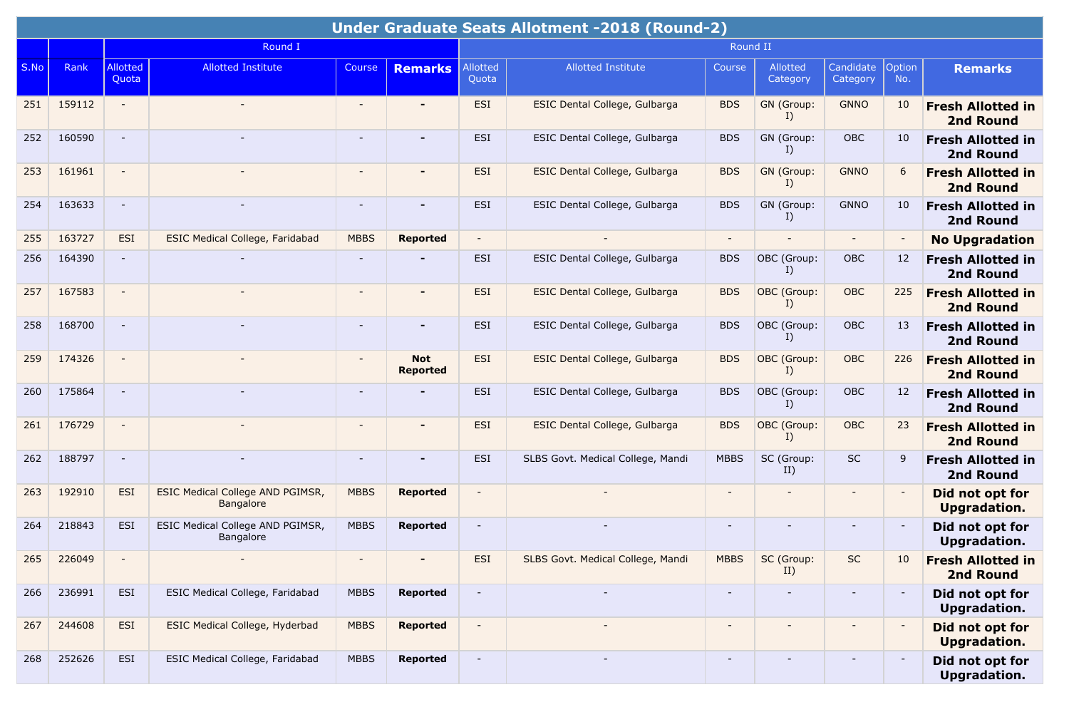| Under Graduate Seats Allotment -2018 (Round-2) | | | | | | | | | | | | | |
|---|---|---|---|---|---|---|---|---|---|---|---|---|---|
| | | Round I | | | | Round II | | | | | | | |
| S.No | Rank | Allotted Quota | Allotted Institute | Course | Remarks | Allotted Quota | Allotted Institute | Course | Allotted Category | Candidate Category | Option No. | Remarks |
| 251 | 159112 | - | - | - | **-** | ESI | ESIC Dental College, Gulbarga | BDS | GN (Group: I) | GNNO | 10 | **Fresh Allotted in 2nd Round** |
| 252 | 160590 | - | - | - | **-** | ESI | ESIC Dental College, Gulbarga | BDS | GN (Group: I) | OBC | 10 | **Fresh Allotted in 2nd Round** |
| 253 | 161961 | - | - | - | **-** | ESI | ESIC Dental College, Gulbarga | BDS | GN (Group: I) | GNNO | 6 | **Fresh Allotted in 2nd Round** |
| 254 | 163633 | - | - | - | **-** | ESI | ESIC Dental College, Gulbarga | BDS | GN (Group: I) | GNNO | 10 | **Fresh Allotted in 2nd Round** |
| 255 | 163727 | ESI | ESIC Medical College, Faridabad | MBBS | **Reported** | - | - | - | - | - | - | **No Upgradation** |
| 256 | 164390 | - | - | - | **-** | ESI | ESIC Dental College, Gulbarga | BDS | OBC (Group: I) | OBC | 12 | **Fresh Allotted in 2nd Round** |
| 257 | 167583 | - | - | - | **-** | ESI | ESIC Dental College, Gulbarga | BDS | OBC (Group: I) | OBC | 225 | **Fresh Allotted in 2nd Round** |
| 258 | 168700 | - | - | - | **-** | ESI | ESIC Dental College, Gulbarga | BDS | OBC (Group: I) | OBC | 13 | **Fresh Allotted in 2nd Round** |
| 259 | 174326 | - | - | - | **Not Reported** | ESI | ESIC Dental College, Gulbarga | BDS | OBC (Group: I) | OBC | 226 | **Fresh Allotted in 2nd Round** |
| 260 | 175864 | - | - | - | **-** | ESI | ESIC Dental College, Gulbarga | BDS | OBC (Group: I) | OBC | 12 | **Fresh Allotted in 2nd Round** |
| 261 | 176729 | - | - | - | **-** | ESI | ESIC Dental College, Gulbarga | BDS | OBC (Group: I) | OBC | 23 | **Fresh Allotted in 2nd Round** |
| 262 | 188797 | - | - | - | **-** | ESI | SLBS Govt. Medical College, Mandi | MBBS | SC (Group: II) | SC | 9 | **Fresh Allotted in 2nd Round** |
| 263 | 192910 | ESI | ESIC Medical College AND PGIMSR, Bangalore | MBBS | **Reported** | - | - | - | - | - | - | **Did not opt for Upgradation.** |
| 264 | 218843 | ESI | ESIC Medical College AND PGIMSR, Bangalore | MBBS | **Reported** | - | - | - | - | - | - | **Did not opt for Upgradation.** |
| 265 | 226049 | - | - | - | **-** | ESI | SLBS Govt. Medical College, Mandi | MBBS | SC (Group: II) | SC | 10 | **Fresh Allotted in 2nd Round** |
| 266 | 236991 | ESI | ESIC Medical College, Faridabad | MBBS | **Reported** | - | - | - | - | - | - | **Did not opt for Upgradation.** |
| 267 | 244608 | ESI | ESIC Medical College, Hyderbad | MBBS | **Reported** | - | - | - | - | - | - | **Did not opt for Upgradation.** |
| 268 | 252626 | ESI | ESIC Medical College, Faridabad | MBBS | **Reported** | - | - | - | - | - | - | **Did not opt for Upgradation.** |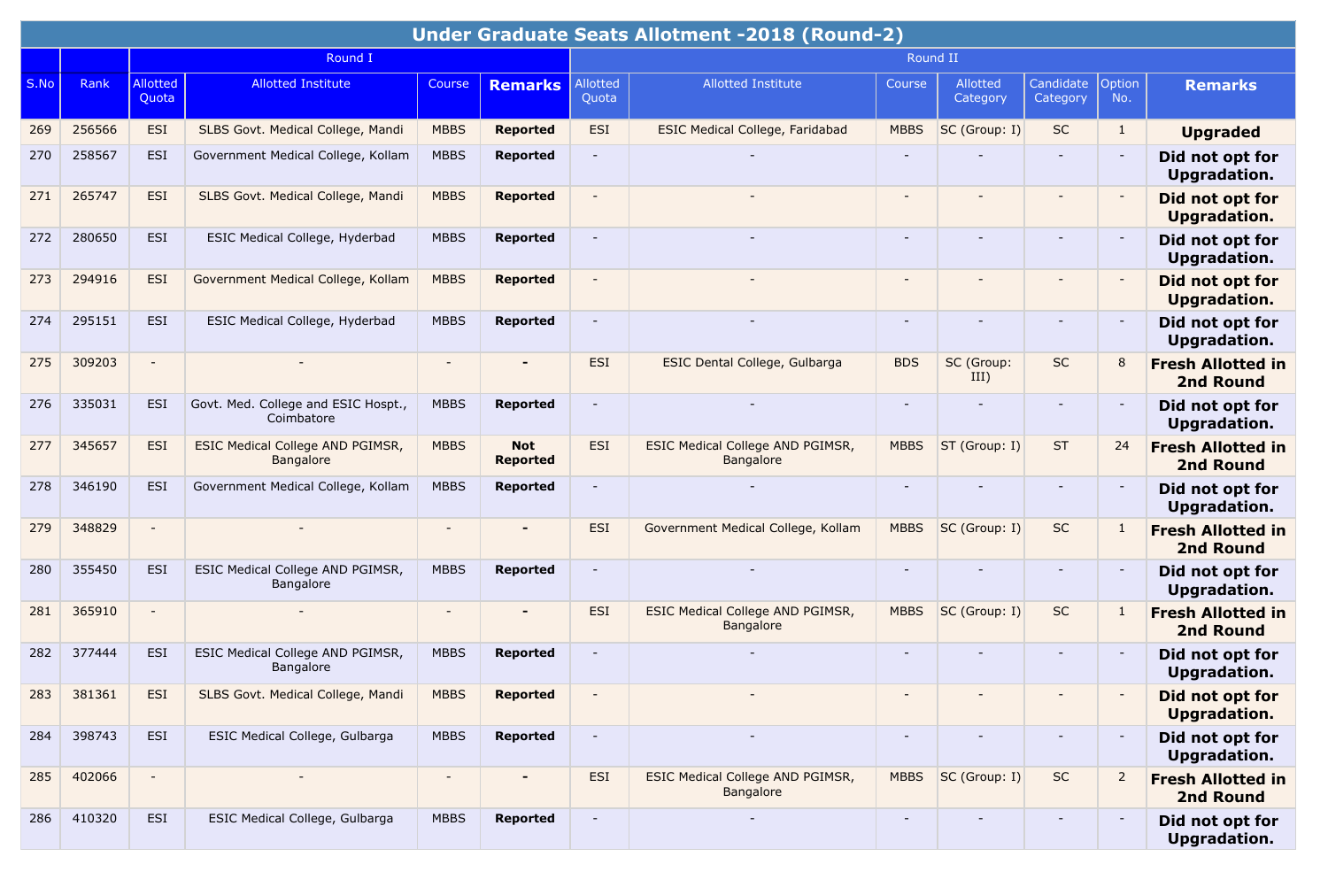| Under Graduate Seats Allotment -2018 (Round-2) | | | | | | | | | | | | | |
|---|---|---|---|---|---|---|---|---|---|---|---|---|---|
| | | Round I | | | | Round II | | | | | | | |
| S.No | Rank | Allotted Quota | Allotted Institute | Course | Remarks | Allotted Quota | Allotted Institute | Course | Allotted Category | Candidate Category | Option No. | Remarks |
| 269 | 256566 | ESI | SLBS Govt. Medical College, Mandi | MBBS | **Reported** | ESI | ESIC Medical College, Faridabad | MBBS | SC (Group: I) | SC | 1 | **Upgraded** |
| 270 | 258567 | ESI | Government Medical College, Kollam | MBBS | **Reported** | - | - | - | - | - | - | **Did not opt for Upgradation.** |
| 271 | 265747 | ESI | SLBS Govt. Medical College, Mandi | MBBS | **Reported** | - | - | - | - | - | - | **Did not opt for Upgradation.** |
| 272 | 280650 | ESI | ESIC Medical College, Hyderbad | MBBS | **Reported** | - | - | - | - | - | - | **Did not opt for Upgradation.** |
| 273 | 294916 | ESI | Government Medical College, Kollam | MBBS | **Reported** | - | - | - | - | - | - | **Did not opt for Upgradation.** |
| 274 | 295151 | ESI | ESIC Medical College, Hyderbad | MBBS | **Reported** | - | - | - | - | - | - | **Did not opt for Upgradation.** |
| 275 | 309203 | - | - | - | **-** | ESI | ESIC Dental College, Gulbarga | BDS | SC (Group: III) | SC | 8 | **Fresh Allotted in 2nd Round** |
| 276 | 335031 | ESI | Govt. Med. College and ESIC Hospt., Coimbatore | MBBS | **Reported** | - | - | - | - | - | - | **Did not opt for Upgradation.** |
| 277 | 345657 | ESI | ESIC Medical College AND PGIMSR, Bangalore | MBBS | **Not Reported** | ESI | ESIC Medical College AND PGIMSR, Bangalore | MBBS | ST (Group: I) | ST | 24 | **Fresh Allotted in 2nd Round** |
| 278 | 346190 | ESI | Government Medical College, Kollam | MBBS | **Reported** | - | - | - | - | - | - | **Did not opt for Upgradation.** |
| 279 | 348829 | - | - | - | **-** | ESI | Government Medical College, Kollam | MBBS | SC (Group: I) | SC | 1 | **Fresh Allotted in 2nd Round** |
| 280 | 355450 | ESI | ESIC Medical College AND PGIMSR, Bangalore | MBBS | **Reported** | - | - | - | - | - | - | **Did not opt for Upgradation.** |
| 281 | 365910 | - | - | - | **-** | ESI | ESIC Medical College AND PGIMSR, Bangalore | MBBS | SC (Group: I) | SC | 1 | **Fresh Allotted in 2nd Round** |
| 282 | 377444 | ESI | ESIC Medical College AND PGIMSR, Bangalore | MBBS | **Reported** | - | - | - | - | - | - | **Did not opt for Upgradation.** |
| 283 | 381361 | ESI | SLBS Govt. Medical College, Mandi | MBBS | **Reported** | - | - | - | - | - | - | **Did not opt for Upgradation.** |
| 284 | 398743 | ESI | ESIC Medical College, Gulbarga | MBBS | **Reported** | - | - | - | - | - | - | **Did not opt for Upgradation.** |
| 285 | 402066 | - | - | - | **-** | ESI | ESIC Medical College AND PGIMSR, Bangalore | MBBS | SC (Group: I) | SC | 2 | **Fresh Allotted in 2nd Round** |
| 286 | 410320 | ESI | ESIC Medical College, Gulbarga | MBBS | **Reported** | - | - | - | - | - | - | **Did not opt for Upgradation.** |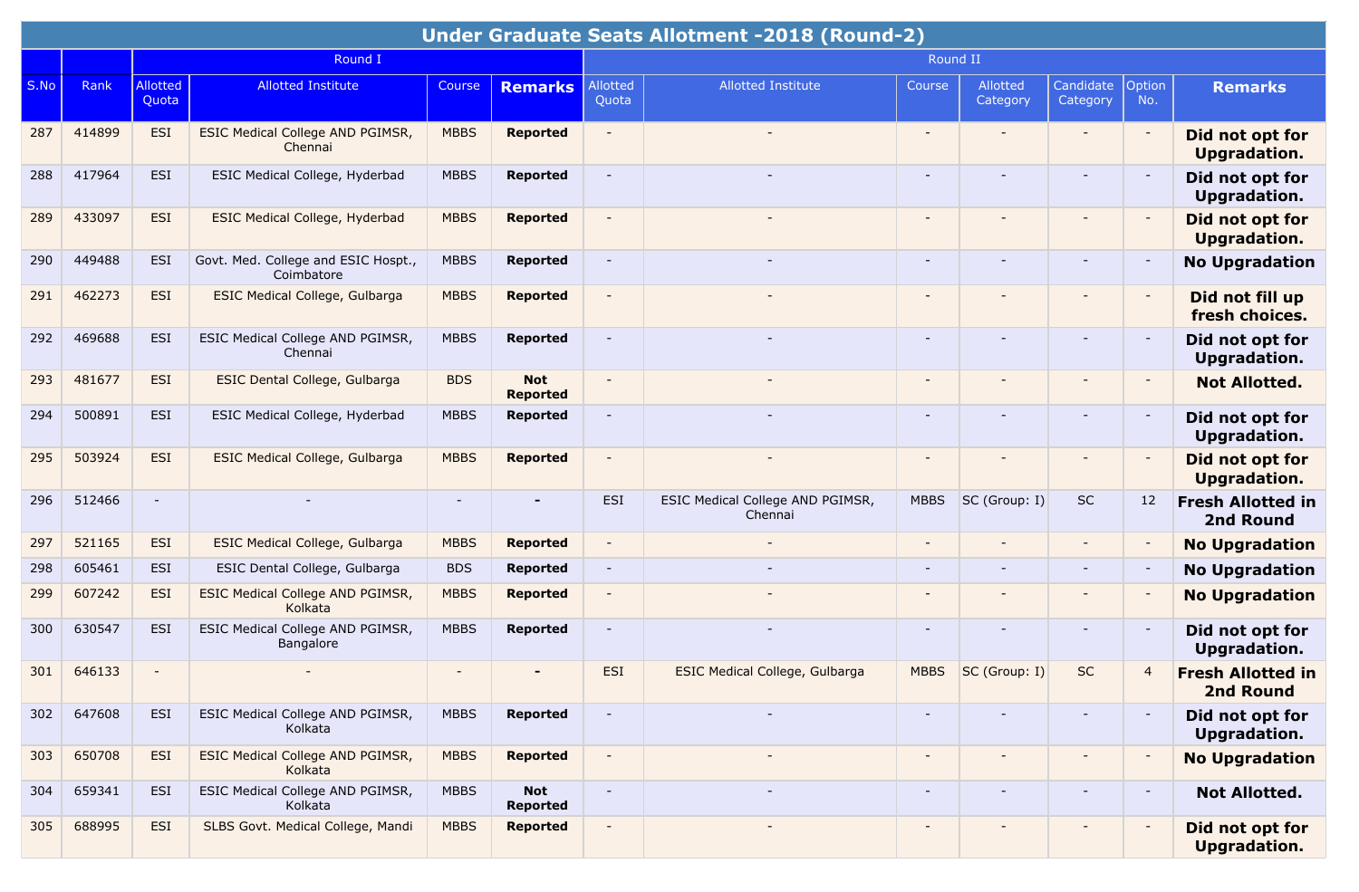| Under Graduate Seats Allotment -2018 (Round-2) | | | | | | | | | | | | | |
|---|---|---|---|---|---|---|---|---|---|---|---|---|---|
| | | Round I | | | | Round II | | | | | | | |
| S.No | Rank | Allotted Quota | Allotted Institute | Course | **Remarks** | Allotted Quota | Allotted Institute | Course | Allotted Category | Candidate Category | Option No. | **Remarks** |
| 287 | 414899 | ESI | ESIC Medical College AND PGIMSR, Chennai | MBBS | **Reported** | - | - | - | - | - | - | **Did not opt for Upgradation.** |
| 288 | 417964 | ESI | ESIC Medical College, Hyderbad | MBBS | **Reported** | - | - | - | - | - | - | **Did not opt for Upgradation.** |
| 289 | 433097 | ESI | ESIC Medical College, Hyderbad | MBBS | **Reported** | - | - | - | - | - | - | **Did not opt for Upgradation.** |
| 290 | 449488 | ESI | Govt. Med. College and ESIC Hospt., Coimbatore | MBBS | **Reported** | - | - | - | - | - | - | **No Upgradation** |
| 291 | 462273 | ESI | ESIC Medical College, Gulbarga | MBBS | **Reported** | - | - | - | - | - | - | **Did not fill up fresh choices.** |
| 292 | 469688 | ESI | ESIC Medical College AND PGIMSR, Chennai | MBBS | **Reported** | - | - | - | - | - | - | **Did not opt for Upgradation.** |
| 293 | 481677 | ESI | ESIC Dental College, Gulbarga | BDS | **Not Reported** | - | - | - | - | - | - | **Not Allotted.** |
| 294 | 500891 | ESI | ESIC Medical College, Hyderbad | MBBS | **Reported** | - | - | - | - | - | - | **Did not opt for Upgradation.** |
| 295 | 503924 | ESI | ESIC Medical College, Gulbarga | MBBS | **Reported** | - | - | - | - | - | - | **Did not opt for Upgradation.** |
| 296 | 512466 | - | - | - | **-** | ESI | ESIC Medical College AND PGIMSR, Chennai | MBBS | SC (Group: I) | SC | 12 | **Fresh Allotted in 2nd Round** |
| 297 | 521165 | ESI | ESIC Medical College, Gulbarga | MBBS | **Reported** | - | - | - | - | - | - | **No Upgradation** |
| 298 | 605461 | ESI | ESIC Dental College, Gulbarga | BDS | **Reported** | - | - | - | - | - | - | **No Upgradation** |
| 299 | 607242 | ESI | ESIC Medical College AND PGIMSR, Kolkata | MBBS | **Reported** | - | - | - | - | - | - | **No Upgradation** |
| 300 | 630547 | ESI | ESIC Medical College AND PGIMSR, Bangalore | MBBS | **Reported** | - | - | - | - | - | - | **Did not opt for Upgradation.** |
| 301 | 646133 | - | - | - | **-** | ESI | ESIC Medical College, Gulbarga | MBBS | SC (Group: I) | SC | 4 | **Fresh Allotted in 2nd Round** |
| 302 | 647608 | ESI | ESIC Medical College AND PGIMSR, Kolkata | MBBS | **Reported** | - | - | - | - | - | - | **Did not opt for Upgradation.** |
| 303 | 650708 | ESI | ESIC Medical College AND PGIMSR, Kolkata | MBBS | **Reported** | - | - | - | - | - | - | **No Upgradation** |
| 304 | 659341 | ESI | ESIC Medical College AND PGIMSR, Kolkata | MBBS | **Not Reported** | - | - | - | - | - | - | **Not Allotted.** |
| 305 | 688995 | ESI | SLBS Govt. Medical College, Mandi | MBBS | **Reported** | - | - | - | - | - | - | **Did not opt for Upgradation.** |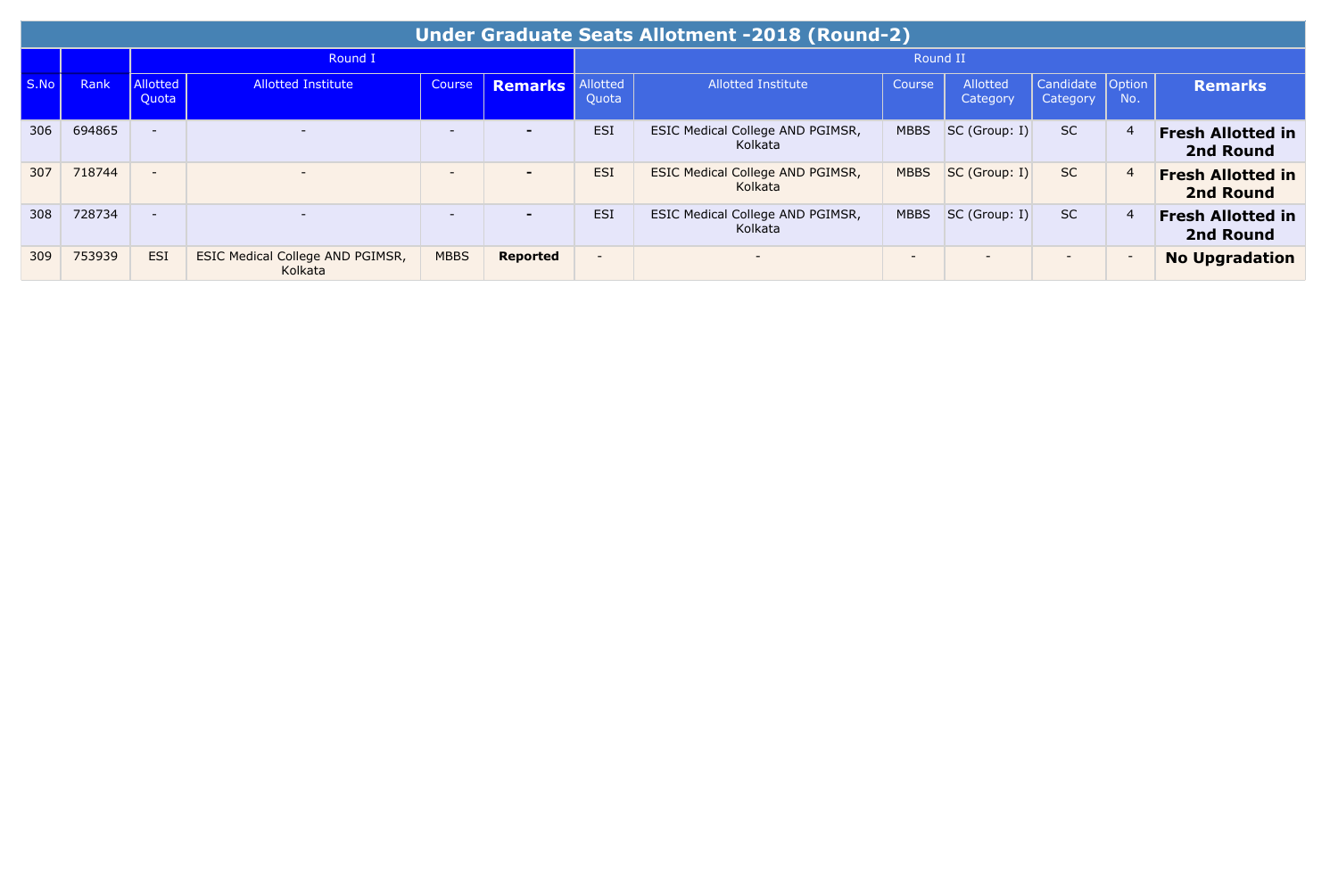| Under Graduate Seats Allotment -2018 (Round-2) | | | | | | | | | | | | | |
|---|---|---|---|---|---|---|---|---|---|---|---|---|---|
| | | Round I | | | | Round II | | | | | | | |
| S.No | Rank | Allotted Quota | Allotted Institute | Course | **Remarks** | Allotted Quota | Allotted Institute | Course | Allotted Category | Candidate Category | Option No. | **Remarks** |
| 306 | 694865 | - | - | - | **-** | ESI | ESIC Medical College AND PGIMSR, Kolkata | MBBS | SC (Group: I) | SC | 4 | **Fresh Allotted in 2nd Round** |
| 307 | 718744 | - | - | - | **-** | ESI | ESIC Medical College AND PGIMSR, Kolkata | MBBS | SC (Group: I) | SC | 4 | **Fresh Allotted in 2nd Round** |
| 308 | 728734 | - | - | - | **-** | ESI | ESIC Medical College AND PGIMSR, Kolkata | MBBS | SC (Group: I) | SC | 4 | **Fresh Allotted in 2nd Round** |
| 309 | 753939 | ESI | ESIC Medical College AND PGIMSR, Kolkata | MBBS | **Reported** | - | - | - | - | - | - | **No Upgradation** |